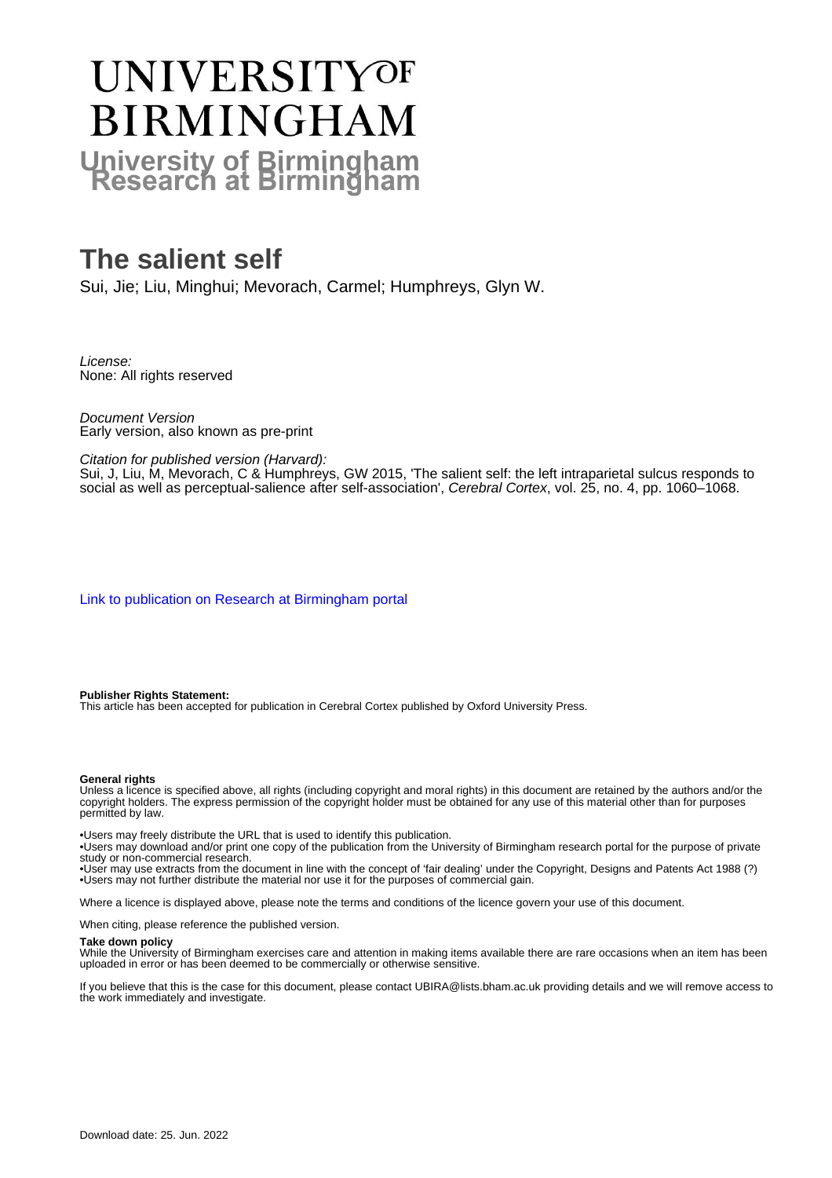# UNIVERSITY OF BIRMINGHAM

**University of Birmingham Research at Birmingham**

# The salient self

Sui, Jie; Liu, Minghui; Mevorach, Carmel; Humphreys, Glyn W.

*License:*
None: All rights reserved

*Document Version*
Early version, also known as pre-print

*Citation for published version (Harvard):*
Sui, J, Liu, M, Mevorach, C & Humphreys, GW 2015, 'The salient self: the left intraparietal sulcus responds to social as well as perceptual-salience after self-association', *Cerebral Cortex*, vol. 25, no. 4, pp. 1060–1068.

Link to publication on Research at Birmingham portal

**Publisher Rights Statement:**
This article has been accepted for publication in Cerebral Cortex published by Oxford University Press.

**General rights**
Unless a licence is specified above, all rights (including copyright and moral rights) in this document are retained by the authors and/or the copyright holders. The express permission of the copyright holder must be obtained for any use of this material other than for purposes permitted by law.

•Users may freely distribute the URL that is used to identify this publication.
•Users may download and/or print one copy of the publication from the University of Birmingham research portal for the purpose of private study or non-commercial research.
•User may use extracts from the document in line with the concept of 'fair dealing' under the Copyright, Designs and Patents Act 1988 (?)
•Users may not further distribute the material nor use it for the purposes of commercial gain.

Where a licence is displayed above, please note the terms and conditions of the licence govern your use of this document.

When citing, please reference the published version.

**Take down policy**
While the University of Birmingham exercises care and attention in making items available there are rare occasions when an item has been uploaded in error or has been deemed to be commercially or otherwise sensitive.

If you believe that this is the case for this document, please contact UBIRA@lists.bham.ac.uk providing details and we will remove access to the work immediately and investigate.

Download date: 25. Jun. 2022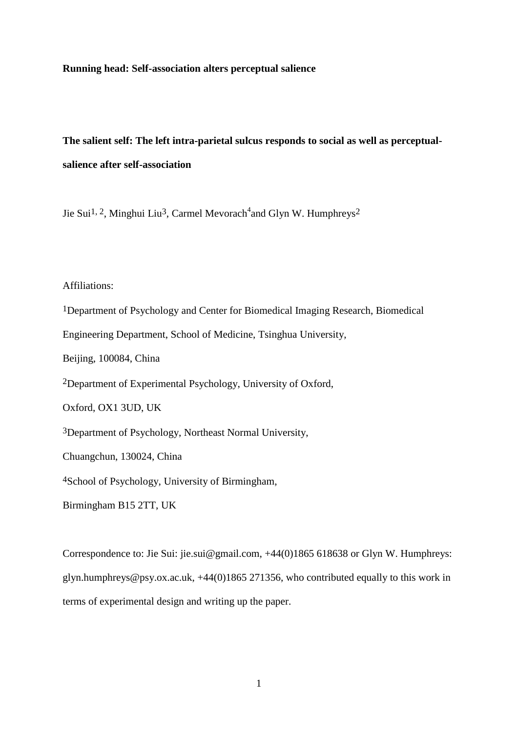**Running head: Self-association alters perceptual salience**

**The salient self: The left intra-parietal sulcus responds to social as well as perceptual-salience after self-association**

Jie Sui[1, 2], Minghui Liu[3], Carmel Mevorach[4] and Glyn W. Humphreys[2]

Affiliations:

[1]Department of Psychology and Center for Biomedical Imaging Research, Biomedical Engineering Department, School of Medicine, Tsinghua University,

Beijing, 100084, China

[2]Department of Experimental Psychology, University of Oxford,

Oxford, OX1 3UD, UK

[3]Department of Psychology, Northeast Normal University,

Chuangchun, 130024, China

[4]School of Psychology, University of Birmingham,

Birmingham B15 2TT, UK

Correspondence to: Jie Sui: jie.sui@gmail.com, +44(0)1865 618638 or Glyn W. Humphreys: glyn.humphreys@psy.ox.ac.uk, +44(0)1865 271356, who contributed equally to this work in terms of experimental design and writing up the paper.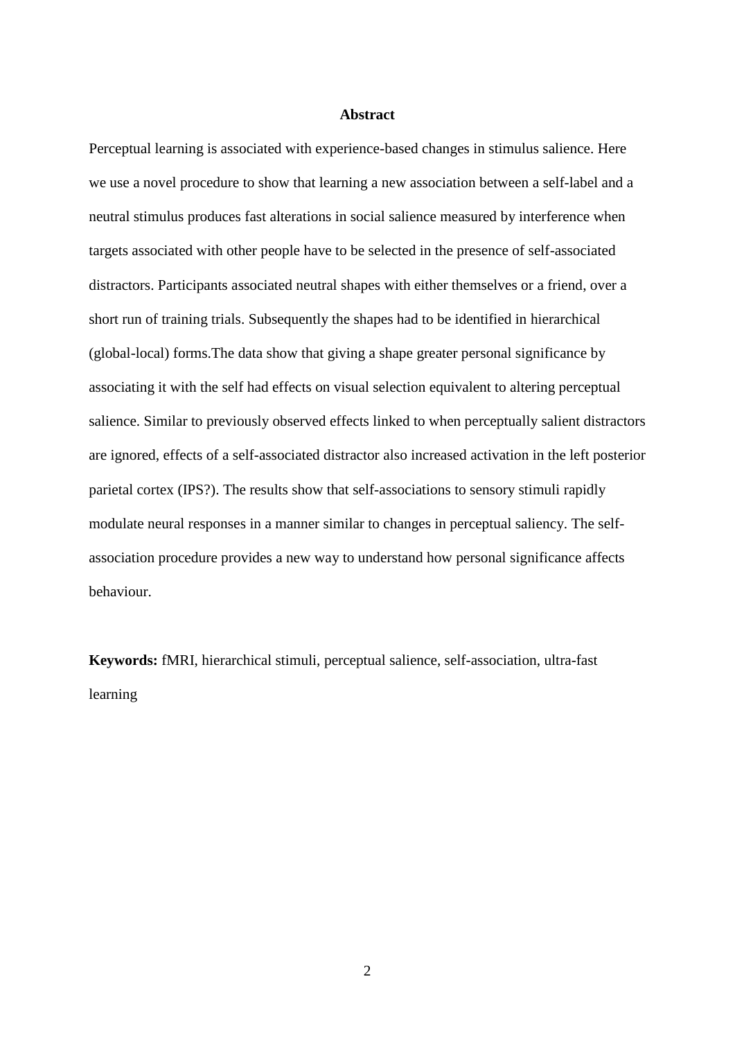## Abstract

Perceptual learning is associated with experience-based changes in stimulus salience. Here we use a novel procedure to show that learning a new association between a self-label and a neutral stimulus produces fast alterations in social salience measured by interference when targets associated with other people have to be selected in the presence of self-associated distractors. Participants associated neutral shapes with either themselves or a friend, over a short run of training trials. Subsequently the shapes had to be identified in hierarchical (global-local) forms.The data show that giving a shape greater personal significance by associating it with the self had effects on visual selection equivalent to altering perceptual salience. Similar to previously observed effects linked to when perceptually salient distractors are ignored, effects of a self-associated distractor also increased activation in the left posterior parietal cortex (IPS?). The results show that self-associations to sensory stimuli rapidly modulate neural responses in a manner similar to changes in perceptual saliency. The self-association procedure provides a new way to understand how personal significance affects behaviour.

**Keywords:** fMRI, hierarchical stimuli, perceptual salience, self-association, ultra-fast learning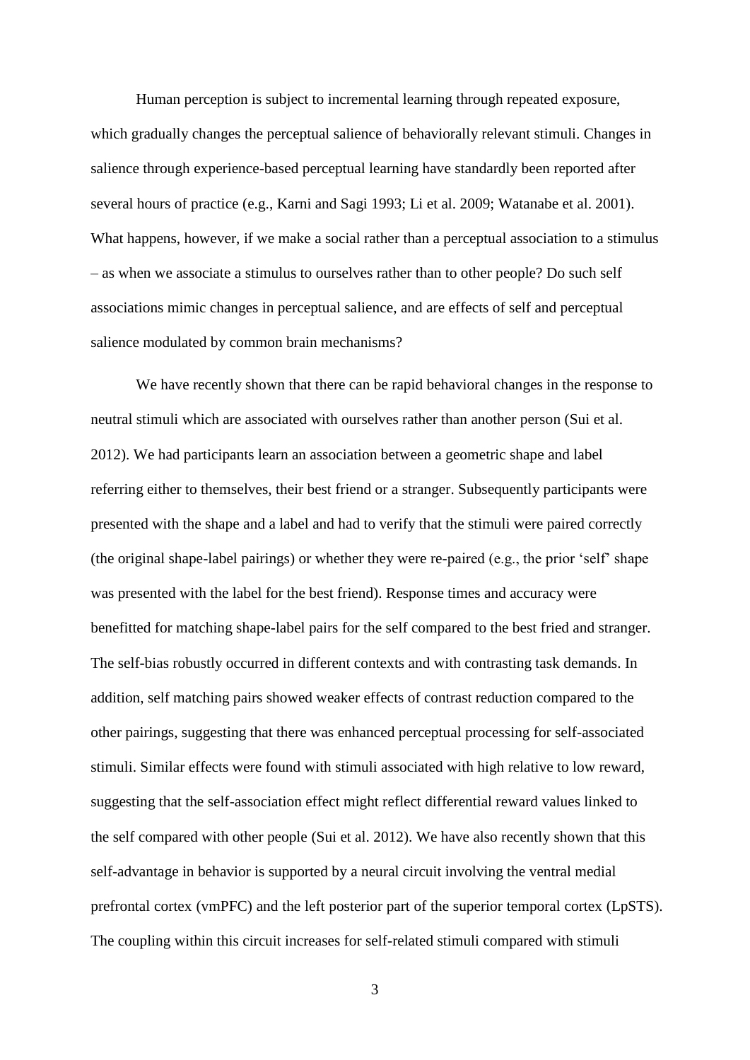Human perception is subject to incremental learning through repeated exposure, which gradually changes the perceptual salience of behaviorally relevant stimuli. Changes in salience through experience-based perceptual learning have standardly been reported after several hours of practice (e.g., Karni and Sagi 1993; Li et al. 2009; Watanabe et al. 2001). What happens, however, if we make a social rather than a perceptual association to a stimulus – as when we associate a stimulus to ourselves rather than to other people? Do such self associations mimic changes in perceptual salience, and are effects of self and perceptual salience modulated by common brain mechanisms?

We have recently shown that there can be rapid behavioral changes in the response to neutral stimuli which are associated with ourselves rather than another person (Sui et al. 2012). We had participants learn an association between a geometric shape and label referring either to themselves, their best friend or a stranger. Subsequently participants were presented with the shape and a label and had to verify that the stimuli were paired correctly (the original shape-label pairings) or whether they were re-paired (e.g., the prior 'self' shape was presented with the label for the best friend). Response times and accuracy were benefitted for matching shape-label pairs for the self compared to the best fried and stranger. The self-bias robustly occurred in different contexts and with contrasting task demands. In addition, self matching pairs showed weaker effects of contrast reduction compared to the other pairings, suggesting that there was enhanced perceptual processing for self-associated stimuli. Similar effects were found with stimuli associated with high relative to low reward, suggesting that the self-association effect might reflect differential reward values linked to the self compared with other people (Sui et al. 2012). We have also recently shown that this self-advantage in behavior is supported by a neural circuit involving the ventral medial prefrontal cortex (vmPFC) and the left posterior part of the superior temporal cortex (LpSTS). The coupling within this circuit increases for self-related stimuli compared with stimuli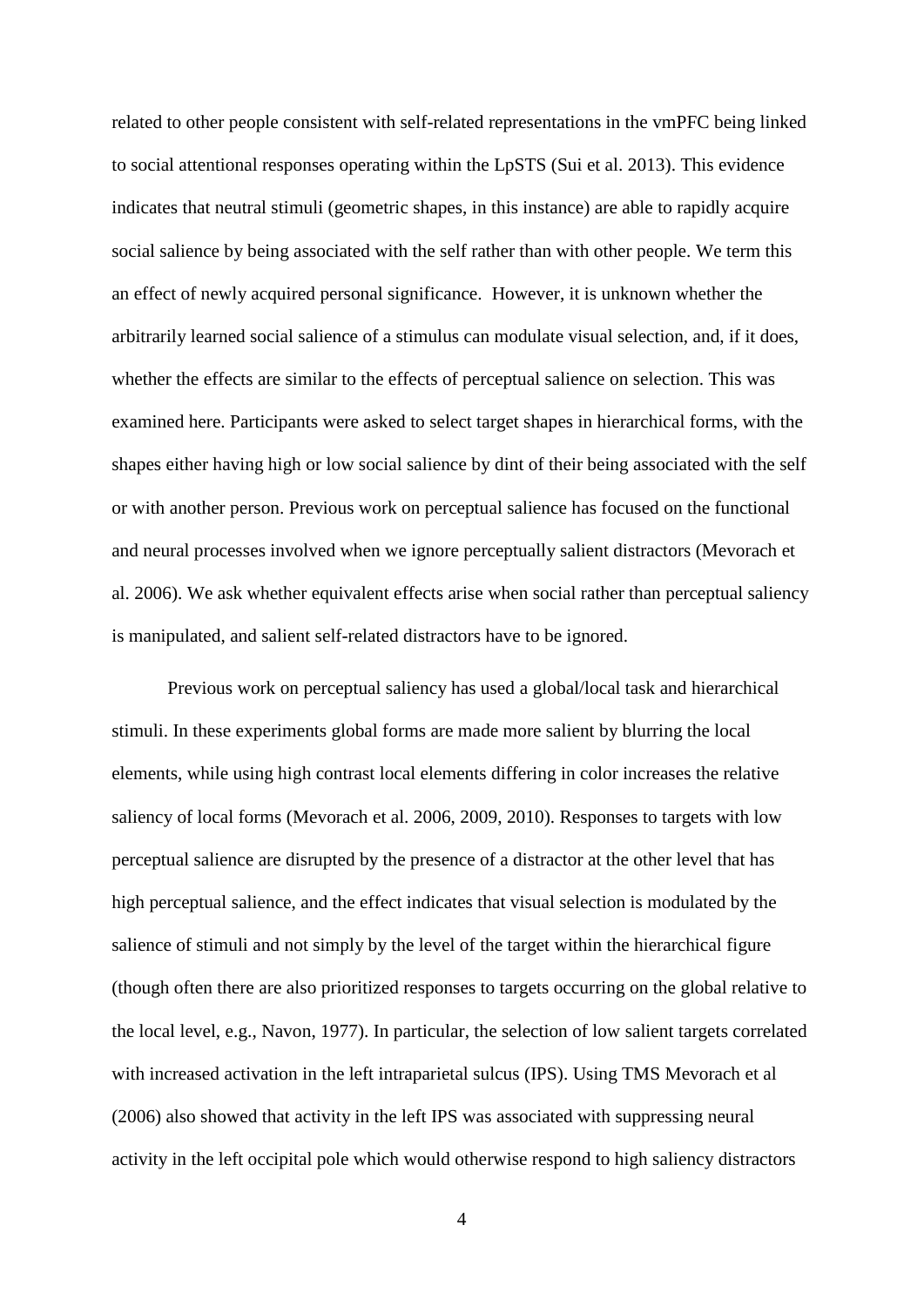related to other people consistent with self-related representations in the vmPFC being linked to social attentional responses operating within the LpSTS (Sui et al. 2013). This evidence indicates that neutral stimuli (geometric shapes, in this instance) are able to rapidly acquire social salience by being associated with the self rather than with other people. We term this an effect of newly acquired personal significance. However, it is unknown whether the arbitrarily learned social salience of a stimulus can modulate visual selection, and, if it does, whether the effects are similar to the effects of perceptual salience on selection. This was examined here. Participants were asked to select target shapes in hierarchical forms, with the shapes either having high or low social salience by dint of their being associated with the self or with another person. Previous work on perceptual salience has focused on the functional and neural processes involved when we ignore perceptually salient distractors (Mevorach et al. 2006). We ask whether equivalent effects arise when social rather than perceptual saliency is manipulated, and salient self-related distractors have to be ignored.

Previous work on perceptual saliency has used a global/local task and hierarchical stimuli. In these experiments global forms are made more salient by blurring the local elements, while using high contrast local elements differing in color increases the relative saliency of local forms (Mevorach et al. 2006, 2009, 2010). Responses to targets with low perceptual salience are disrupted by the presence of a distractor at the other level that has high perceptual salience, and the effect indicates that visual selection is modulated by the salience of stimuli and not simply by the level of the target within the hierarchical figure (though often there are also prioritized responses to targets occurring on the global relative to the local level, e.g., Navon, 1977). In particular, the selection of low salient targets correlated with increased activation in the left intraparietal sulcus (IPS). Using TMS Mevorach et al (2006) also showed that activity in the left IPS was associated with suppressing neural activity in the left occipital pole which would otherwise respond to high saliency distractors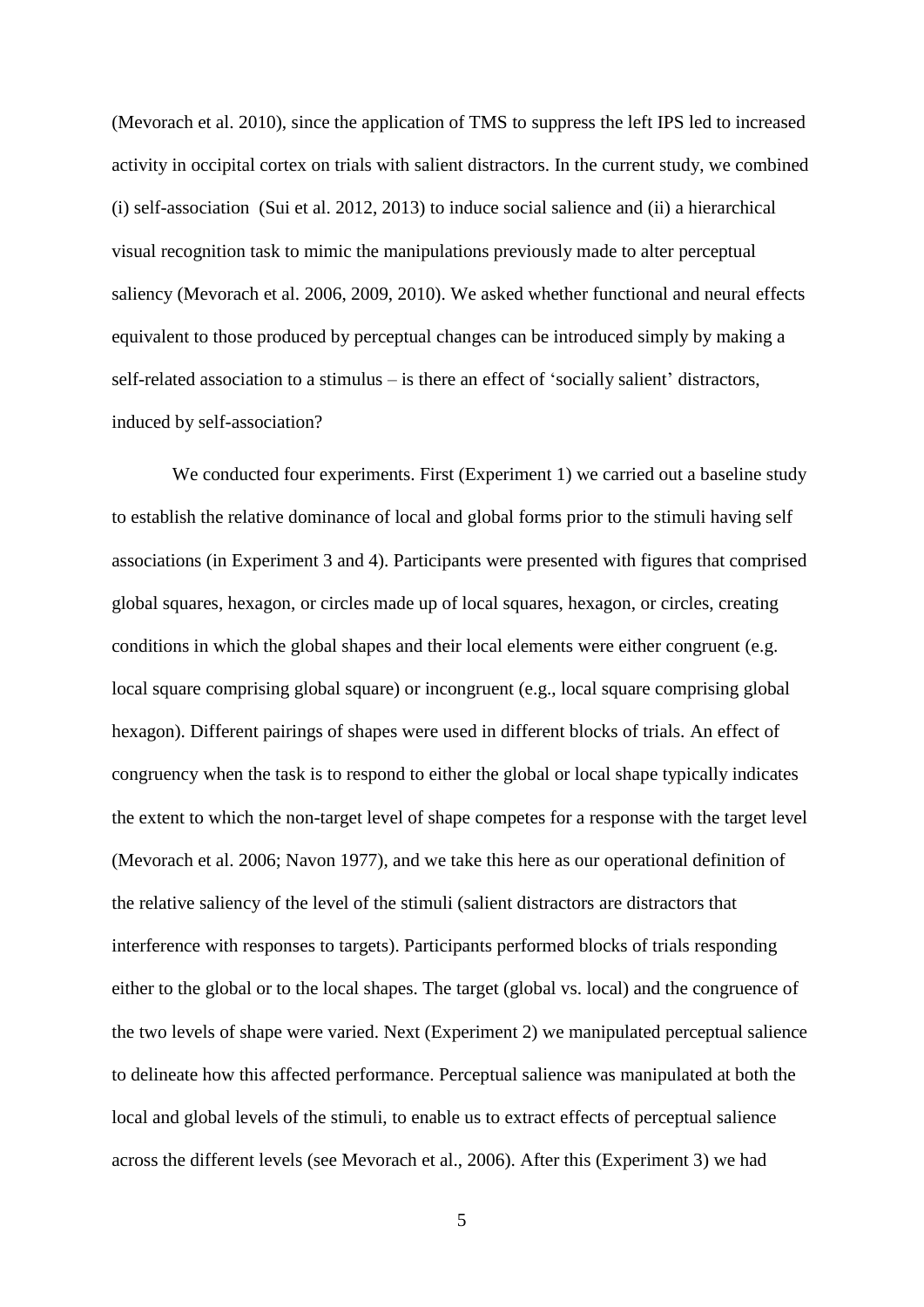(Mevorach et al. 2010), since the application of TMS to suppress the left IPS led to increased activity in occipital cortex on trials with salient distractors. In the current study, we combined (i) self-association (Sui et al. 2012, 2013) to induce social salience and (ii) a hierarchical visual recognition task to mimic the manipulations previously made to alter perceptual saliency (Mevorach et al. 2006, 2009, 2010). We asked whether functional and neural effects equivalent to those produced by perceptual changes can be introduced simply by making a self-related association to a stimulus – is there an effect of 'socially salient' distractors, induced by self-association?

We conducted four experiments. First (Experiment 1) we carried out a baseline study to establish the relative dominance of local and global forms prior to the stimuli having self associations (in Experiment 3 and 4). Participants were presented with figures that comprised global squares, hexagon, or circles made up of local squares, hexagon, or circles, creating conditions in which the global shapes and their local elements were either congruent (e.g. local square comprising global square) or incongruent (e.g., local square comprising global hexagon). Different pairings of shapes were used in different blocks of trials. An effect of congruency when the task is to respond to either the global or local shape typically indicates the extent to which the non-target level of shape competes for a response with the target level (Mevorach et al. 2006; Navon 1977), and we take this here as our operational definition of the relative saliency of the level of the stimuli (salient distractors are distractors that interference with responses to targets). Participants performed blocks of trials responding either to the global or to the local shapes. The target (global vs. local) and the congruence of the two levels of shape were varied. Next (Experiment 2) we manipulated perceptual salience to delineate how this affected performance. Perceptual salience was manipulated at both the local and global levels of the stimuli, to enable us to extract effects of perceptual salience across the different levels (see Mevorach et al., 2006). After this (Experiment 3) we had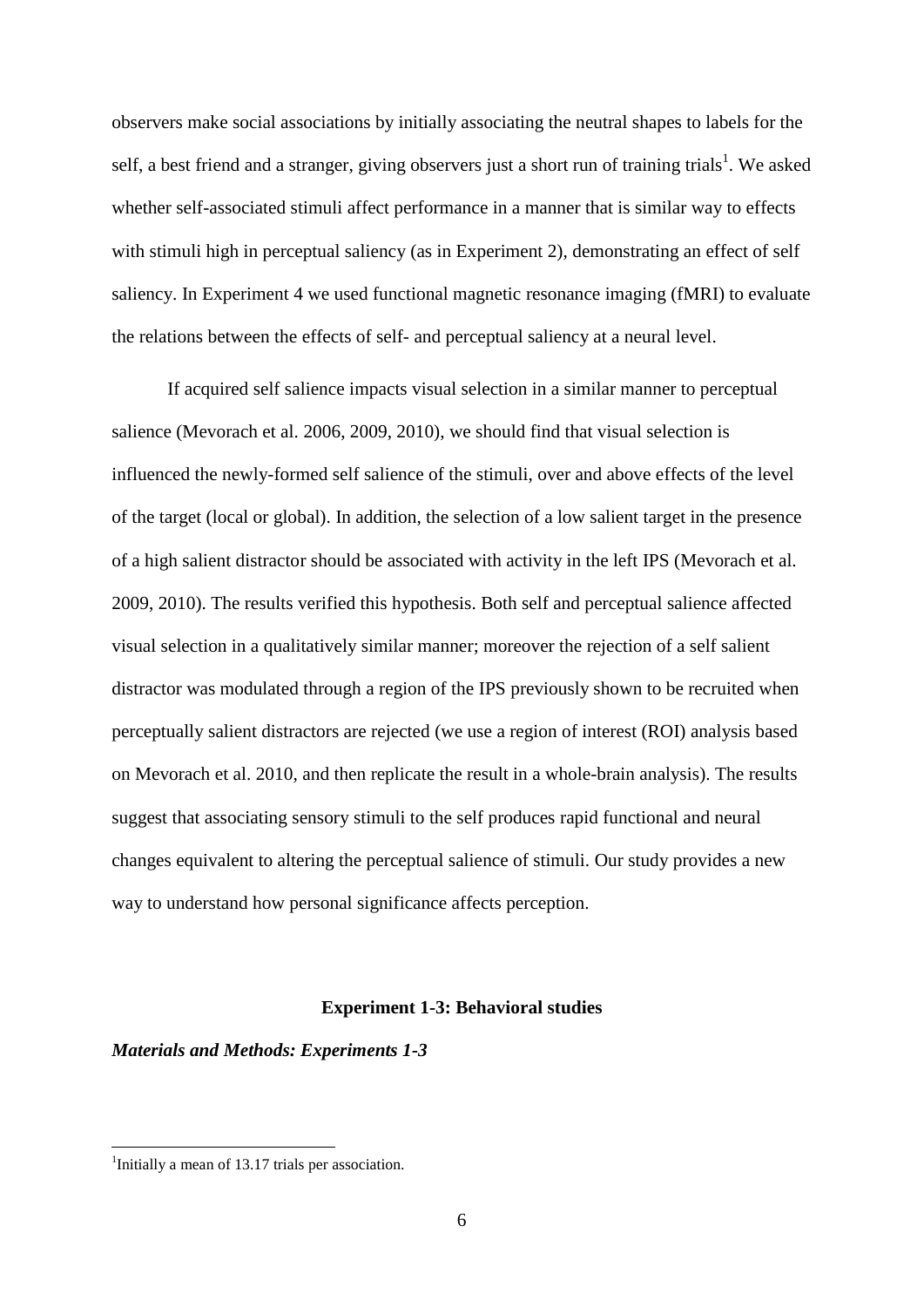observers make social associations by initially associating the neutral shapes to labels for the self, a best friend and a stranger, giving observers just a short run of training trials[1]. We asked whether self-associated stimuli affect performance in a manner that is similar way to effects with stimuli high in perceptual saliency (as in Experiment 2), demonstrating an effect of self saliency. In Experiment 4 we used functional magnetic resonance imaging (fMRI) to evaluate the relations between the effects of self- and perceptual saliency at a neural level.

If acquired self salience impacts visual selection in a similar manner to perceptual salience (Mevorach et al. 2006, 2009, 2010), we should find that visual selection is influenced the newly-formed self salience of the stimuli, over and above effects of the level of the target (local or global). In addition, the selection of a low salient target in the presence of a high salient distractor should be associated with activity in the left IPS (Mevorach et al. 2009, 2010). The results verified this hypothesis. Both self and perceptual salience affected visual selection in a qualitatively similar manner; moreover the rejection of a self salient distractor was modulated through a region of the IPS previously shown to be recruited when perceptually salient distractors are rejected (we use a region of interest (ROI) analysis based on Mevorach et al. 2010, and then replicate the result in a whole-brain analysis). The results suggest that associating sensory stimuli to the self produces rapid functional and neural changes equivalent to altering the perceptual salience of stimuli. Our study provides a new way to understand how personal significance affects perception.

## Experiment 1-3: Behavioral studies

***Materials and Methods: Experiments 1-3***

[1]Initially a mean of 13.17 trials per association.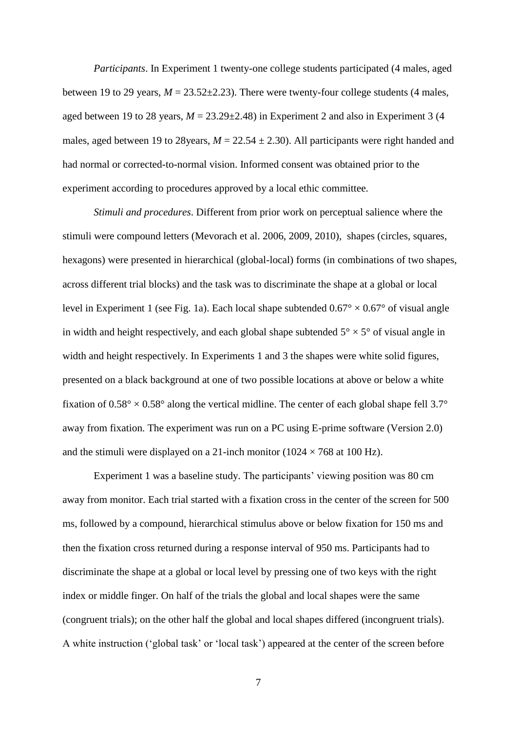*Participants*. In Experiment 1 twenty-one college students participated (4 males, aged between 19 to 29 years, $M = 23.52 \pm 2.23$). There were twenty-four college students (4 males, aged between 19 to 28 years, $M = 23.29 \pm 2.48$) in Experiment 2 and also in Experiment 3 (4 males, aged between 19 to 28years, $M = 22.54 \pm 2.30$). All participants were right handed and had normal or corrected-to-normal vision. Informed consent was obtained prior to the experiment according to procedures approved by a local ethic committee.

*Stimuli and procedures*. Different from prior work on perceptual salience where the stimuli were compound letters (Mevorach et al. 2006, 2009, 2010), shapes (circles, squares, hexagons) were presented in hierarchical (global-local) forms (in combinations of two shapes, across different trial blocks) and the task was to discriminate the shape at a global or local level in Experiment 1 (see Fig. 1a). Each local shape subtended $0.67° \times 0.67°$ of visual angle in width and height respectively, and each global shape subtended $5° \times 5°$ of visual angle in width and height respectively. In Experiments 1 and 3 the shapes were white solid figures, presented on a black background at one of two possible locations at above or below a white fixation of $0.58° \times 0.58°$ along the vertical midline. The center of each global shape fell 3.7° away from fixation. The experiment was run on a PC using E-prime software (Version 2.0) and the stimuli were displayed on a 21-inch monitor ($1024 \times 768$ at 100 Hz).

Experiment 1 was a baseline study. The participants' viewing position was 80 cm away from monitor. Each trial started with a fixation cross in the center of the screen for 500 ms, followed by a compound, hierarchical stimulus above or below fixation for 150 ms and then the fixation cross returned during a response interval of 950 ms. Participants had to discriminate the shape at a global or local level by pressing one of two keys with the right index or middle finger. On half of the trials the global and local shapes were the same (congruent trials); on the other half the global and local shapes differed (incongruent trials). A white instruction ('global task' or 'local task') appeared at the center of the screen before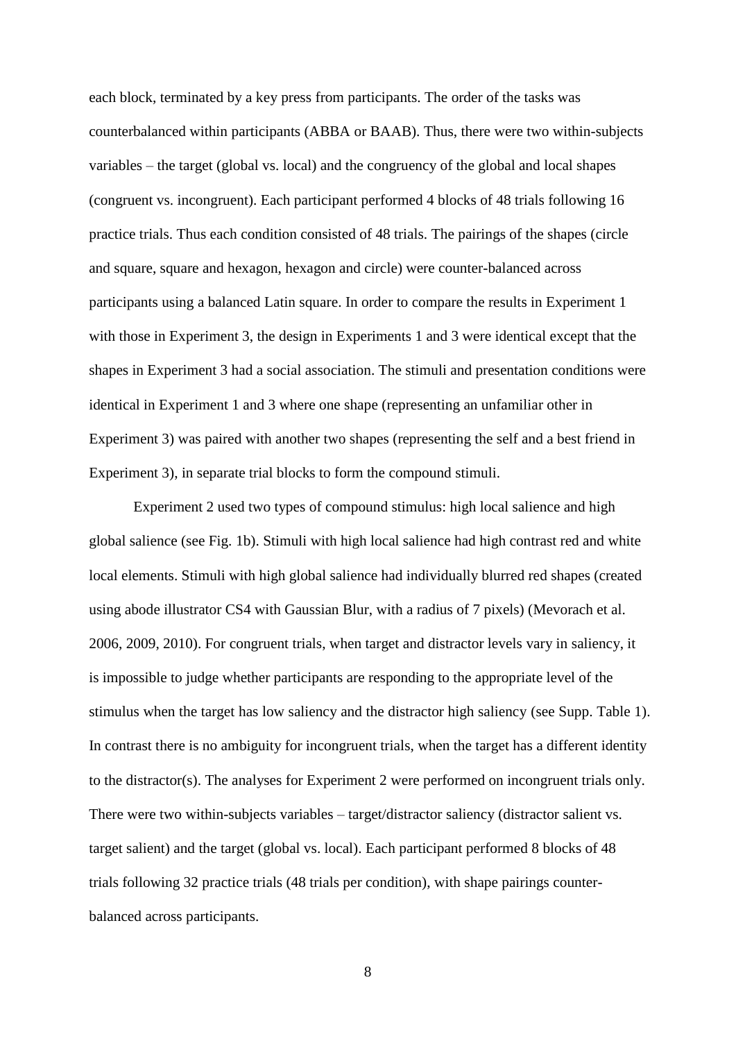each block, terminated by a key press from participants. The order of the tasks was counterbalanced within participants (ABBA or BAAB). Thus, there were two within-subjects variables – the target (global vs. local) and the congruency of the global and local shapes (congruent vs. incongruent). Each participant performed 4 blocks of 48 trials following 16 practice trials. Thus each condition consisted of 48 trials. The pairings of the shapes (circle and square, square and hexagon, hexagon and circle) were counter-balanced across participants using a balanced Latin square. In order to compare the results in Experiment 1 with those in Experiment 3, the design in Experiments 1 and 3 were identical except that the shapes in Experiment 3 had a social association. The stimuli and presentation conditions were identical in Experiment 1 and 3 where one shape (representing an unfamiliar other in Experiment 3) was paired with another two shapes (representing the self and a best friend in Experiment 3), in separate trial blocks to form the compound stimuli.

Experiment 2 used two types of compound stimulus: high local salience and high global salience (see Fig. 1b). Stimuli with high local salience had high contrast red and white local elements. Stimuli with high global salience had individually blurred red shapes (created using abode illustrator CS4 with Gaussian Blur, with a radius of 7 pixels) (Mevorach et al. 2006, 2009, 2010). For congruent trials, when target and distractor levels vary in saliency, it is impossible to judge whether participants are responding to the appropriate level of the stimulus when the target has low saliency and the distractor high saliency (see Supp. Table 1). In contrast there is no ambiguity for incongruent trials, when the target has a different identity to the distractor(s). The analyses for Experiment 2 were performed on incongruent trials only. There were two within-subjects variables – target/distractor saliency (distractor salient vs. target salient) and the target (global vs. local). Each participant performed 8 blocks of 48 trials following 32 practice trials (48 trials per condition), with shape pairings counter-balanced across participants.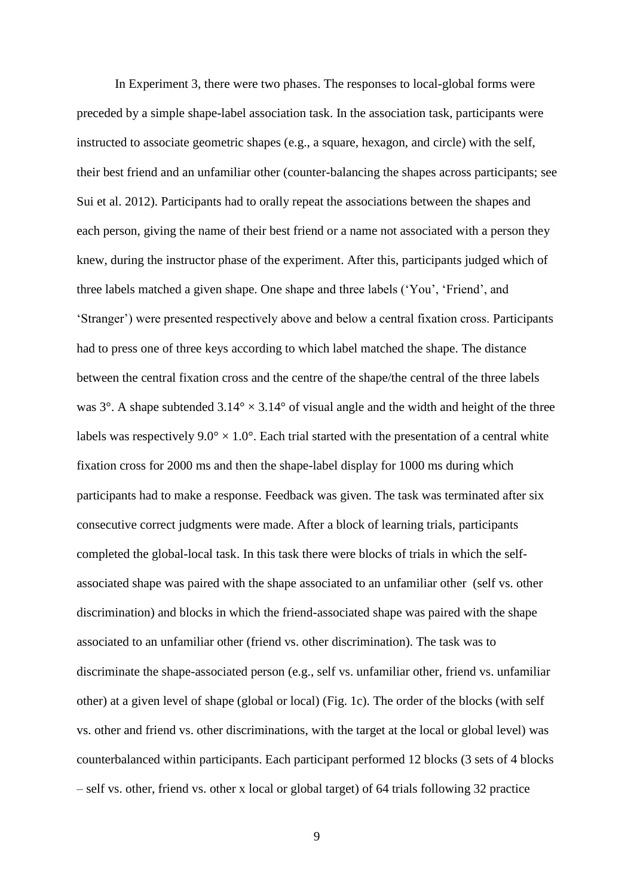In Experiment 3, there were two phases. The responses to local-global forms were preceded by a simple shape-label association task. In the association task, participants were instructed to associate geometric shapes (e.g., a square, hexagon, and circle) with the self, their best friend and an unfamiliar other (counter-balancing the shapes across participants; see Sui et al. 2012). Participants had to orally repeat the associations between the shapes and each person, giving the name of their best friend or a name not associated with a person they knew, during the instructor phase of the experiment. After this, participants judged which of three labels matched a given shape. One shape and three labels ('You', 'Friend', and 'Stranger') were presented respectively above and below a central fixation cross. Participants had to press one of three keys according to which label matched the shape. The distance between the central fixation cross and the centre of the shape/the central of the three labels was 3°. A shape subtended 3.14° × 3.14° of visual angle and the width and height of the three labels was respectively 9.0° × 1.0°. Each trial started with the presentation of a central white fixation cross for 2000 ms and then the shape-label display for 1000 ms during which participants had to make a response. Feedback was given. The task was terminated after six consecutive correct judgments were made. After a block of learning trials, participants completed the global-local task. In this task there were blocks of trials in which the self-associated shape was paired with the shape associated to an unfamiliar other (self vs. other discrimination) and blocks in which the friend-associated shape was paired with the shape associated to an unfamiliar other (friend vs. other discrimination). The task was to discriminate the shape-associated person (e.g., self vs. unfamiliar other, friend vs. unfamiliar other) at a given level of shape (global or local) (Fig. 1c). The order of the blocks (with self vs. other and friend vs. other discriminations, with the target at the local or global level) was counterbalanced within participants. Each participant performed 12 blocks (3 sets of 4 blocks – self vs. other, friend vs. other x local or global target) of 64 trials following 32 practice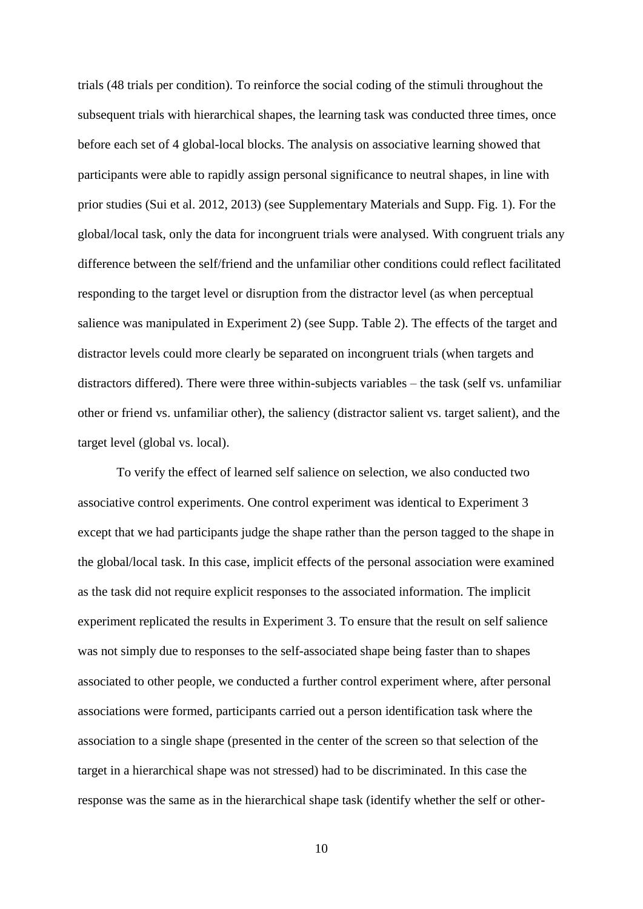trials (48 trials per condition). To reinforce the social coding of the stimuli throughout the subsequent trials with hierarchical shapes, the learning task was conducted three times, once before each set of 4 global-local blocks. The analysis on associative learning showed that participants were able to rapidly assign personal significance to neutral shapes, in line with prior studies (Sui et al. 2012, 2013) (see Supplementary Materials and Supp. Fig. 1). For the global/local task, only the data for incongruent trials were analysed. With congruent trials any difference between the self/friend and the unfamiliar other conditions could reflect facilitated responding to the target level or disruption from the distractor level (as when perceptual salience was manipulated in Experiment 2) (see Supp. Table 2). The effects of the target and distractor levels could more clearly be separated on incongruent trials (when targets and distractors differed). There were three within-subjects variables – the task (self vs. unfamiliar other or friend vs. unfamiliar other), the saliency (distractor salient vs. target salient), and the target level (global vs. local).

To verify the effect of learned self salience on selection, we also conducted two associative control experiments. One control experiment was identical to Experiment 3 except that we had participants judge the shape rather than the person tagged to the shape in the global/local task. In this case, implicit effects of the personal association were examined as the task did not require explicit responses to the associated information. The implicit experiment replicated the results in Experiment 3. To ensure that the result on self salience was not simply due to responses to the self-associated shape being faster than to shapes associated to other people, we conducted a further control experiment where, after personal associations were formed, participants carried out a person identification task where the association to a single shape (presented in the center of the screen so that selection of the target in a hierarchical shape was not stressed) had to be discriminated. In this case the response was the same as in the hierarchical shape task (identify whether the self or other-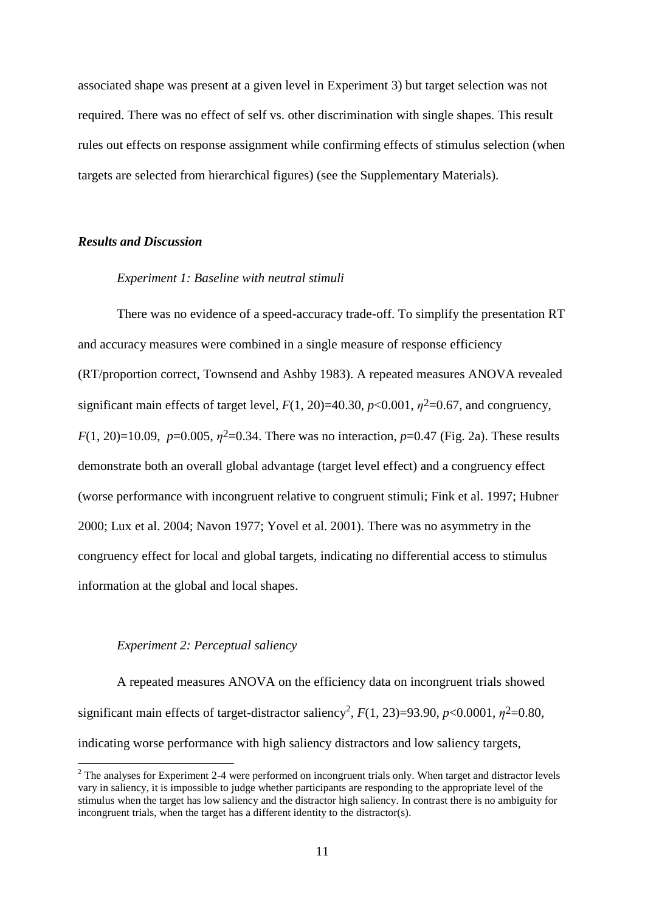associated shape was present at a given level in Experiment 3) but target selection was not required. There was no effect of self vs. other discrimination with single shapes. This result rules out effects on response assignment while confirming effects of stimulus selection (when targets are selected from hierarchical figures) (see the Supplementary Materials).

### *Results and Discussion*

#### *Experiment 1: Baseline with neutral stimuli*

There was no evidence of a speed-accuracy trade-off. To simplify the presentation RT and accuracy measures were combined in a single measure of response efficiency (RT/proportion correct, Townsend and Ashby 1983). A repeated measures ANOVA revealed significant main effects of target level, $F(1, 20)=40.30$, $p<0.001$, $\eta^2=0.67$, and congruency, $F(1, 20)=10.09$, $p=0.005$, $\eta^2=0.34$. There was no interaction, $p=0.47$ (Fig. 2a). These results demonstrate both an overall global advantage (target level effect) and a congruency effect (worse performance with incongruent relative to congruent stimuli; Fink et al. 1997; Hubner 2000; Lux et al. 2004; Navon 1977; Yovel et al. 2001). There was no asymmetry in the congruency effect for local and global targets, indicating no differential access to stimulus information at the global and local shapes.

#### *Experiment 2: Perceptual saliency*

A repeated measures ANOVA on the efficiency data on incongruent trials showed significant main effects of target-distractor saliency[2], $F(1, 23)=93.90$, $p<0.0001$, $\eta^2=0.80$, indicating worse performance with high saliency distractors and low saliency targets,

[2] The analyses for Experiment 2-4 were performed on incongruent trials only. When target and distractor levels vary in saliency, it is impossible to judge whether participants are responding to the appropriate level of the stimulus when the target has low saliency and the distractor high saliency. In contrast there is no ambiguity for incongruent trials, when the target has a different identity to the distractor(s).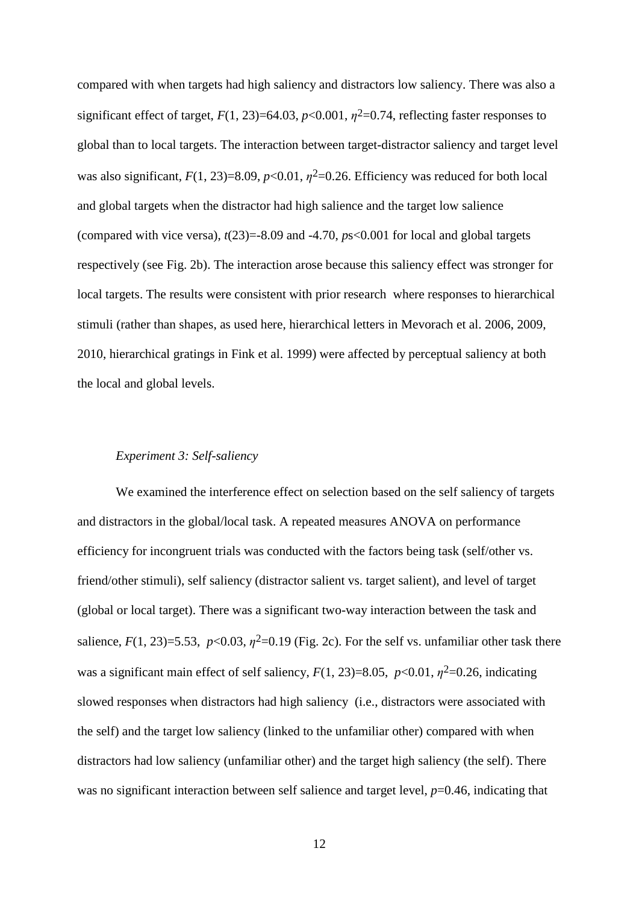compared with when targets had high saliency and distractors low saliency. There was also a significant effect of target, $F(1, 23)=64.03$, $p<0.001$, $\eta^2=0.74$, reflecting faster responses to global than to local targets. The interaction between target-distractor saliency and target level was also significant, $F(1, 23)=8.09$, $p<0.01$, $\eta^2=0.26$. Efficiency was reduced for both local and global targets when the distractor had high salience and the target low salience (compared with vice versa), $t(23)=-8.09$ and $-4.70$, $p$s$<0.001$ for local and global targets respectively (see Fig. 2b). The interaction arose because this saliency effect was stronger for local targets. The results were consistent with prior research where responses to hierarchical stimuli (rather than shapes, as used here, hierarchical letters in Mevorach et al. 2006, 2009, 2010, hierarchical gratings in Fink et al. 1999) were affected by perceptual saliency at both the local and global levels.

*Experiment 3: Self-saliency*

We examined the interference effect on selection based on the self saliency of targets and distractors in the global/local task. A repeated measures ANOVA on performance efficiency for incongruent trials was conducted with the factors being task (self/other vs. friend/other stimuli), self saliency (distractor salient vs. target salient), and level of target (global or local target). There was a significant two-way interaction between the task and salience, $F(1, 23)=5.53$, $p<0.03$, $\eta^2=0.19$ (Fig. 2c). For the self vs. unfamiliar other task there was a significant main effect of self saliency, $F(1, 23)=8.05$, $p<0.01$, $\eta^2=0.26$, indicating slowed responses when distractors had high saliency (i.e., distractors were associated with the self) and the target low saliency (linked to the unfamiliar other) compared with when distractors had low saliency (unfamiliar other) and the target high saliency (the self). There was no significant interaction between self salience and target level, $p=0.46$, indicating that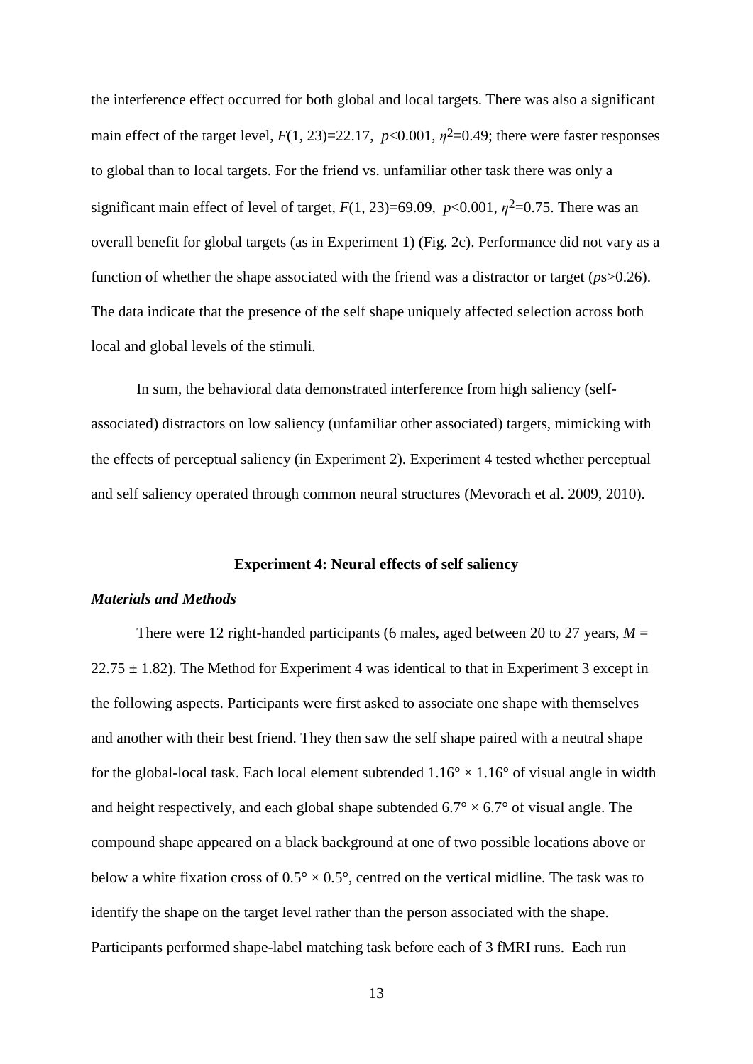the interference effect occurred for both global and local targets. There was also a significant main effect of the target level, $F(1, 23)=22.17$, $p<0.001$, $\eta^2=0.49$; there were faster responses to global than to local targets. For the friend vs. unfamiliar other task there was only a significant main effect of level of target, $F(1, 23)=69.09$, $p<0.001$, $\eta^2=0.75$. There was an overall benefit for global targets (as in Experiment 1) (Fig. 2c). Performance did not vary as a function of whether the shape associated with the friend was a distractor or target (*p*s>0.26). The data indicate that the presence of the self shape uniquely affected selection across both local and global levels of the stimuli.

In sum, the behavioral data demonstrated interference from high saliency (self-associated) distractors on low saliency (unfamiliar other associated) targets, mimicking with the effects of perceptual saliency (in Experiment 2). Experiment 4 tested whether perceptual and self saliency operated through common neural structures (Mevorach et al. 2009, 2010).

## Experiment 4: Neural effects of self saliency

### *Materials and Methods*

There were 12 right-handed participants (6 males, aged between 20 to 27 years, $M = 22.75 \pm 1.82$). The Method for Experiment 4 was identical to that in Experiment 3 except in the following aspects. Participants were first asked to associate one shape with themselves and another with their best friend. They then saw the self shape paired with a neutral shape for the global-local task. Each local element subtended $1.16° \times 1.16°$ of visual angle in width and height respectively, and each global shape subtended $6.7° \times 6.7°$ of visual angle. The compound shape appeared on a black background at one of two possible locations above or below a white fixation cross of $0.5° \times 0.5°$, centred on the vertical midline. The task was to identify the shape on the target level rather than the person associated with the shape. Participants performed shape-label matching task before each of 3 fMRI runs. Each run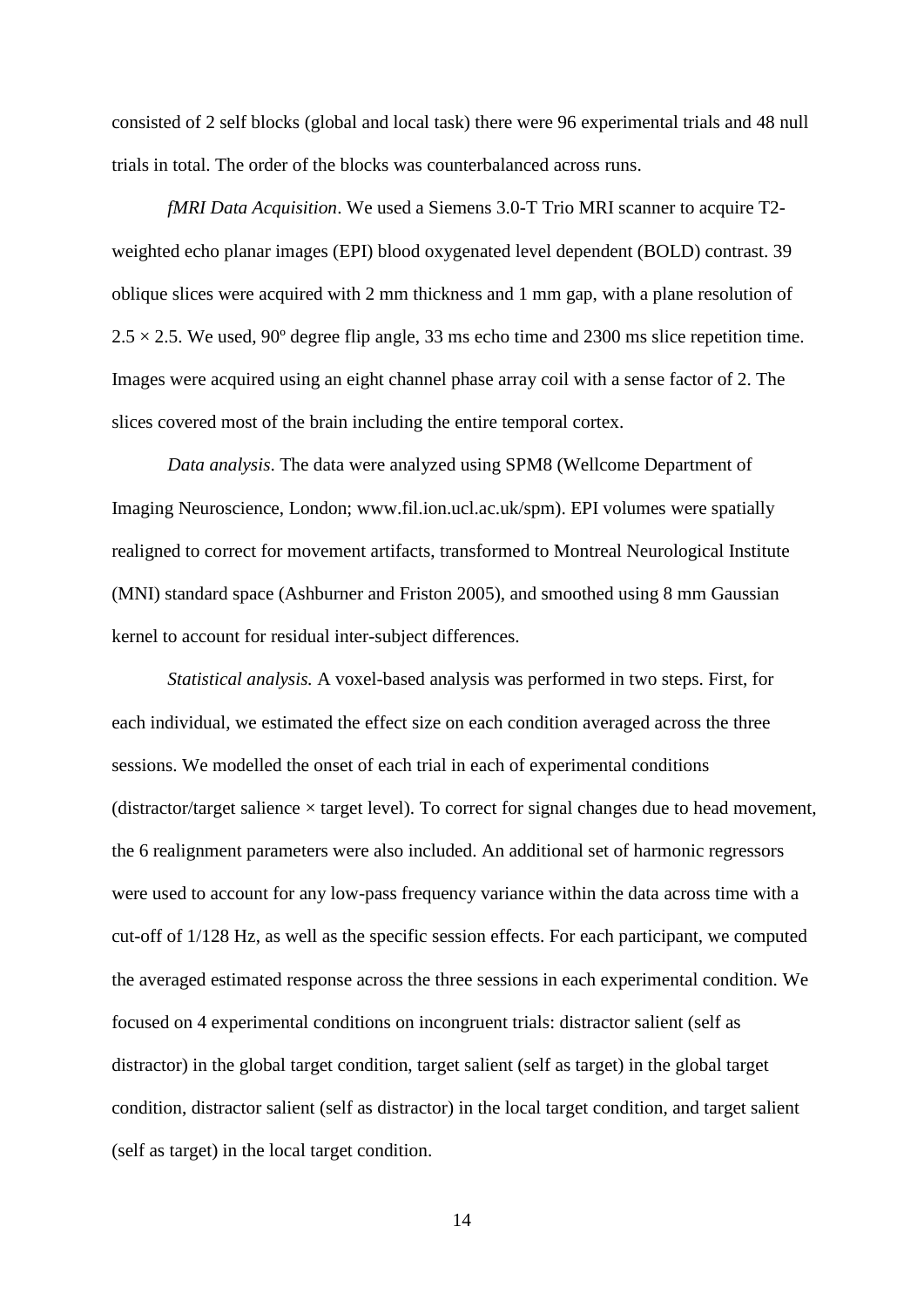consisted of 2 self blocks (global and local task) there were 96 experimental trials and 48 null trials in total. The order of the blocks was counterbalanced across runs.

*fMRI Data Acquisition*. We used a Siemens 3.0-T Trio MRI scanner to acquire T2-weighted echo planar images (EPI) blood oxygenated level dependent (BOLD) contrast. 39 oblique slices were acquired with 2 mm thickness and 1 mm gap, with a plane resolution of $2.5 \times 2.5$. We used, 90º degree flip angle, 33 ms echo time and 2300 ms slice repetition time. Images were acquired using an eight channel phase array coil with a sense factor of 2. The slices covered most of the brain including the entire temporal cortex.

*Data analysis*. The data were analyzed using SPM8 (Wellcome Department of Imaging Neuroscience, London; www.fil.ion.ucl.ac.uk/spm). EPI volumes were spatially realigned to correct for movement artifacts, transformed to Montreal Neurological Institute (MNI) standard space (Ashburner and Friston 2005), and smoothed using 8 mm Gaussian kernel to account for residual inter-subject differences.

*Statistical analysis.* A voxel-based analysis was performed in two steps. First, for each individual, we estimated the effect size on each condition averaged across the three sessions. We modelled the onset of each trial in each of experimental conditions (distractor/target salience $\times$ target level). To correct for signal changes due to head movement, the 6 realignment parameters were also included. An additional set of harmonic regressors were used to account for any low-pass frequency variance within the data across time with a cut-off of 1/128 Hz, as well as the specific session effects. For each participant, we computed the averaged estimated response across the three sessions in each experimental condition. We focused on 4 experimental conditions on incongruent trials: distractor salient (self as distractor) in the global target condition, target salient (self as target) in the global target condition, distractor salient (self as distractor) in the local target condition, and target salient (self as target) in the local target condition.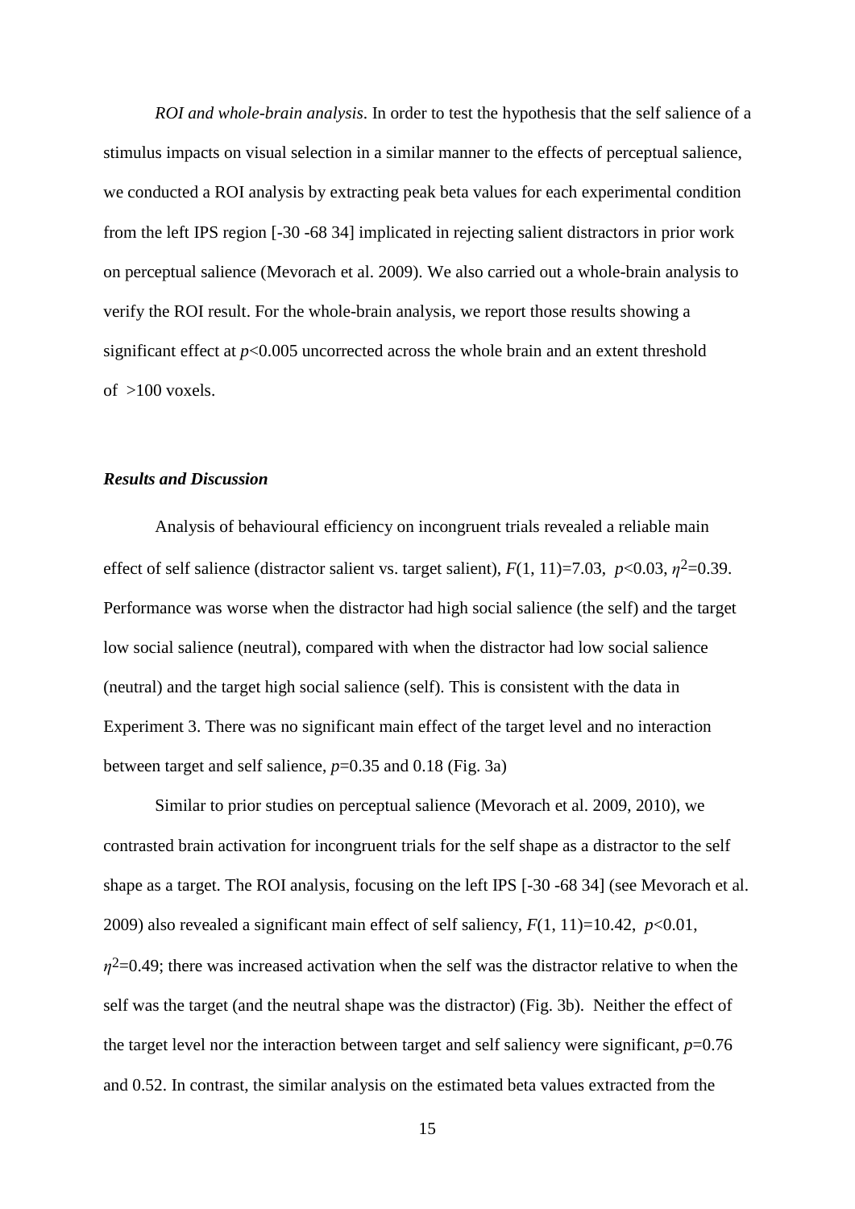*ROI and whole-brain analysis*. In order to test the hypothesis that the self salience of a stimulus impacts on visual selection in a similar manner to the effects of perceptual salience, we conducted a ROI analysis by extracting peak beta values for each experimental condition from the left IPS region [-30 -68 34] implicated in rejecting salient distractors in prior work on perceptual salience (Mevorach et al. 2009). We also carried out a whole-brain analysis to verify the ROI result. For the whole-brain analysis, we report those results showing a significant effect at $p<0.005$ uncorrected across the whole brain and an extent threshold of >100 voxels.

### *Results and Discussion*

Analysis of behavioural efficiency on incongruent trials revealed a reliable main effect of self salience (distractor salient vs. target salient), $F(1, 11)=7.03$, $p<0.03$, $\eta^2=0.39$. Performance was worse when the distractor had high social salience (the self) and the target low social salience (neutral), compared with when the distractor had low social salience (neutral) and the target high social salience (self). This is consistent with the data in Experiment 3. There was no significant main effect of the target level and no interaction between target and self salience, $p=0.35$ and 0.18 (Fig. 3a)

Similar to prior studies on perceptual salience (Mevorach et al. 2009, 2010), we contrasted brain activation for incongruent trials for the self shape as a distractor to the self shape as a target. The ROI analysis, focusing on the left IPS [-30 -68 34] (see Mevorach et al. 2009) also revealed a significant main effect of self saliency, $F(1, 11)=10.42$, $p<0.01$, $\eta^2=0.49$; there was increased activation when the self was the distractor relative to when the self was the target (and the neutral shape was the distractor) (Fig. 3b). Neither the effect of the target level nor the interaction between target and self saliency were significant, $p=0.76$ and 0.52. In contrast, the similar analysis on the estimated beta values extracted from the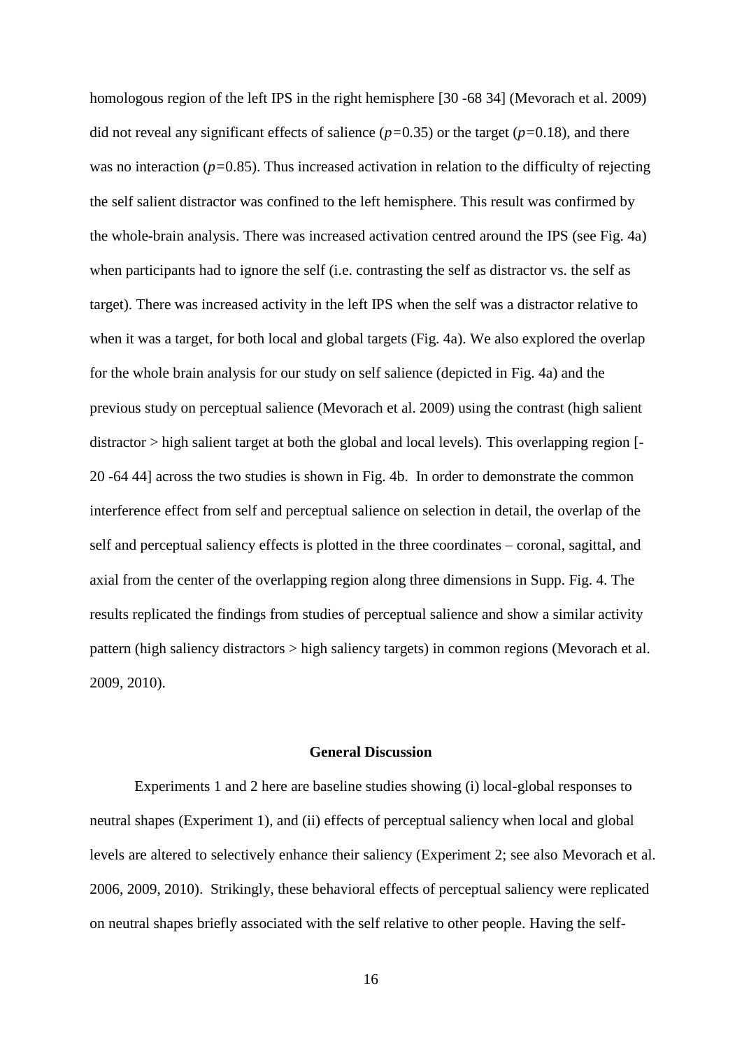homologous region of the left IPS in the right hemisphere [30 -68 34] (Mevorach et al. 2009) did not reveal any significant effects of salience ($p$=0.35) or the target ($p$=0.18), and there was no interaction ($p$=0.85). Thus increased activation in relation to the difficulty of rejecting the self salient distractor was confined to the left hemisphere. This result was confirmed by the whole-brain analysis. There was increased activation centred around the IPS (see Fig. 4a) when participants had to ignore the self (i.e. contrasting the self as distractor vs. the self as target). There was increased activity in the left IPS when the self was a distractor relative to when it was a target, for both local and global targets (Fig. 4a). We also explored the overlap for the whole brain analysis for our study on self salience (depicted in Fig. 4a) and the previous study on perceptual salience (Mevorach et al. 2009) using the contrast (high salient distractor > high salient target at both the global and local levels). This overlapping region [-20 -64 44] across the two studies is shown in Fig. 4b. In order to demonstrate the common interference effect from self and perceptual salience on selection in detail, the overlap of the self and perceptual saliency effects is plotted in the three coordinates – coronal, sagittal, and axial from the center of the overlapping region along three dimensions in Supp. Fig. 4. The results replicated the findings from studies of perceptual salience and show a similar activity pattern (high saliency distractors > high saliency targets) in common regions (Mevorach et al. 2009, 2010).

## General Discussion

Experiments 1 and 2 here are baseline studies showing (i) local-global responses to neutral shapes (Experiment 1), and (ii) effects of perceptual saliency when local and global levels are altered to selectively enhance their saliency (Experiment 2; see also Mevorach et al. 2006, 2009, 2010). Strikingly, these behavioral effects of perceptual saliency were replicated on neutral shapes briefly associated with the self relative to other people. Having the self-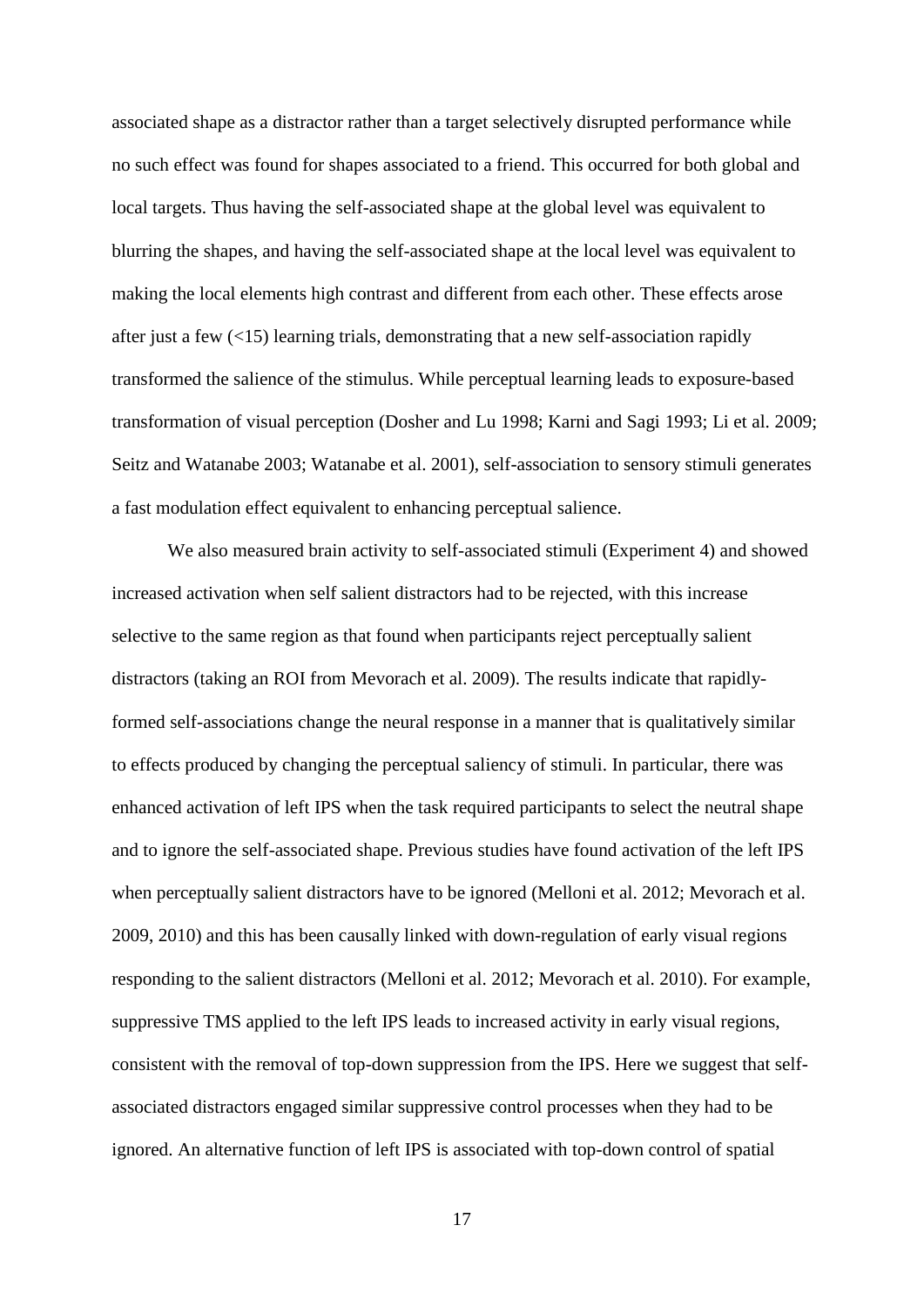associated shape as a distractor rather than a target selectively disrupted performance while no such effect was found for shapes associated to a friend. This occurred for both global and local targets. Thus having the self-associated shape at the global level was equivalent to blurring the shapes, and having the self-associated shape at the local level was equivalent to making the local elements high contrast and different from each other. These effects arose after just a few (<15) learning trials, demonstrating that a new self-association rapidly transformed the salience of the stimulus. While perceptual learning leads to exposure-based transformation of visual perception (Dosher and Lu 1998; Karni and Sagi 1993; Li et al. 2009; Seitz and Watanabe 2003; Watanabe et al. 2001), self-association to sensory stimuli generates a fast modulation effect equivalent to enhancing perceptual salience.

We also measured brain activity to self-associated stimuli (Experiment 4) and showed increased activation when self salient distractors had to be rejected, with this increase selective to the same region as that found when participants reject perceptually salient distractors (taking an ROI from Mevorach et al. 2009). The results indicate that rapidly-formed self-associations change the neural response in a manner that is qualitatively similar to effects produced by changing the perceptual saliency of stimuli. In particular, there was enhanced activation of left IPS when the task required participants to select the neutral shape and to ignore the self-associated shape. Previous studies have found activation of the left IPS when perceptually salient distractors have to be ignored (Melloni et al. 2012; Mevorach et al. 2009, 2010) and this has been causally linked with down-regulation of early visual regions responding to the salient distractors (Melloni et al. 2012; Mevorach et al. 2010). For example, suppressive TMS applied to the left IPS leads to increased activity in early visual regions, consistent with the removal of top-down suppression from the IPS. Here we suggest that self-associated distractors engaged similar suppressive control processes when they had to be ignored. An alternative function of left IPS is associated with top-down control of spatial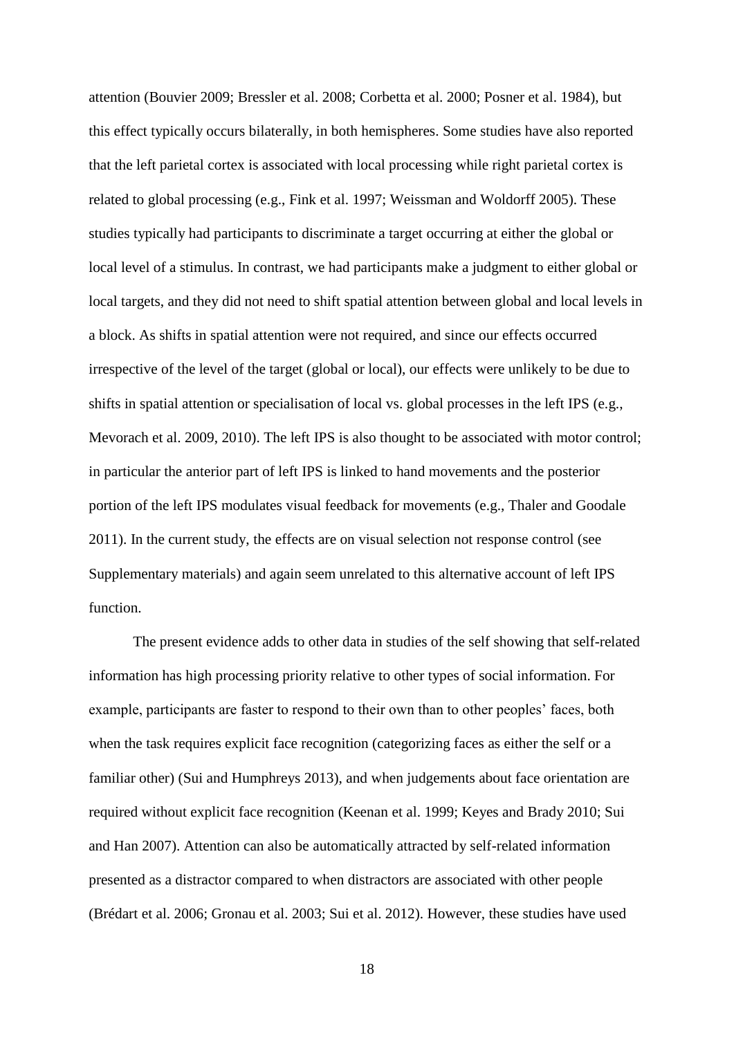attention (Bouvier 2009; Bressler et al. 2008; Corbetta et al. 2000; Posner et al. 1984), but this effect typically occurs bilaterally, in both hemispheres. Some studies have also reported that the left parietal cortex is associated with local processing while right parietal cortex is related to global processing (e.g., Fink et al. 1997; Weissman and Woldorff 2005). These studies typically had participants to discriminate a target occurring at either the global or local level of a stimulus. In contrast, we had participants make a judgment to either global or local targets, and they did not need to shift spatial attention between global and local levels in a block. As shifts in spatial attention were not required, and since our effects occurred irrespective of the level of the target (global or local), our effects were unlikely to be due to shifts in spatial attention or specialisation of local vs. global processes in the left IPS (e.g., Mevorach et al. 2009, 2010). The left IPS is also thought to be associated with motor control; in particular the anterior part of left IPS is linked to hand movements and the posterior portion of the left IPS modulates visual feedback for movements (e.g., Thaler and Goodale 2011). In the current study, the effects are on visual selection not response control (see Supplementary materials) and again seem unrelated to this alternative account of left IPS function.

The present evidence adds to other data in studies of the self showing that self-related information has high processing priority relative to other types of social information. For example, participants are faster to respond to their own than to other peoples' faces, both when the task requires explicit face recognition (categorizing faces as either the self or a familiar other) (Sui and Humphreys 2013), and when judgements about face orientation are required without explicit face recognition (Keenan et al. 1999; Keyes and Brady 2010; Sui and Han 2007). Attention can also be automatically attracted by self-related information presented as a distractor compared to when distractors are associated with other people (Brédart et al. 2006; Gronau et al. 2003; Sui et al. 2012). However, these studies have used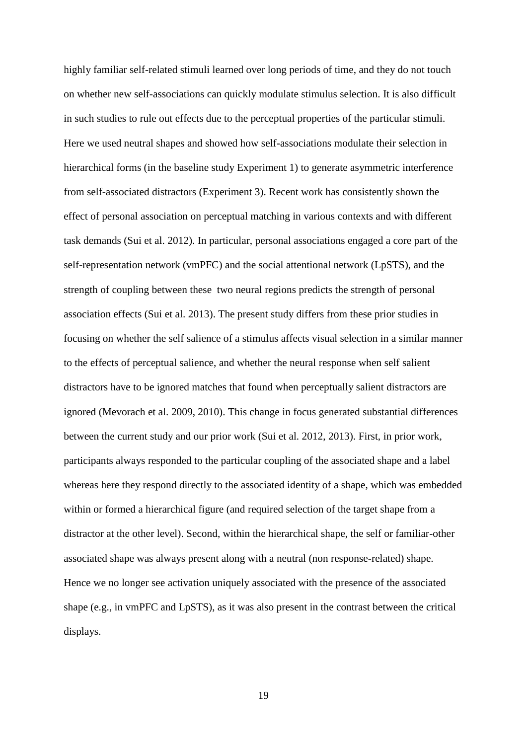highly familiar self-related stimuli learned over long periods of time, and they do not touch on whether new self-associations can quickly modulate stimulus selection. It is also difficult in such studies to rule out effects due to the perceptual properties of the particular stimuli. Here we used neutral shapes and showed how self-associations modulate their selection in hierarchical forms (in the baseline study Experiment 1) to generate asymmetric interference from self-associated distractors (Experiment 3). Recent work has consistently shown the effect of personal association on perceptual matching in various contexts and with different task demands (Sui et al. 2012). In particular, personal associations engaged a core part of the self-representation network (vmPFC) and the social attentional network (LpSTS), and the strength of coupling between these two neural regions predicts the strength of personal association effects (Sui et al. 2013). The present study differs from these prior studies in focusing on whether the self salience of a stimulus affects visual selection in a similar manner to the effects of perceptual salience, and whether the neural response when self salient distractors have to be ignored matches that found when perceptually salient distractors are ignored (Mevorach et al. 2009, 2010). This change in focus generated substantial differences between the current study and our prior work (Sui et al. 2012, 2013). First, in prior work, participants always responded to the particular coupling of the associated shape and a label whereas here they respond directly to the associated identity of a shape, which was embedded within or formed a hierarchical figure (and required selection of the target shape from a distractor at the other level). Second, within the hierarchical shape, the self or familiar-other associated shape was always present along with a neutral (non response-related) shape. Hence we no longer see activation uniquely associated with the presence of the associated shape (e.g., in vmPFC and LpSTS), as it was also present in the contrast between the critical displays.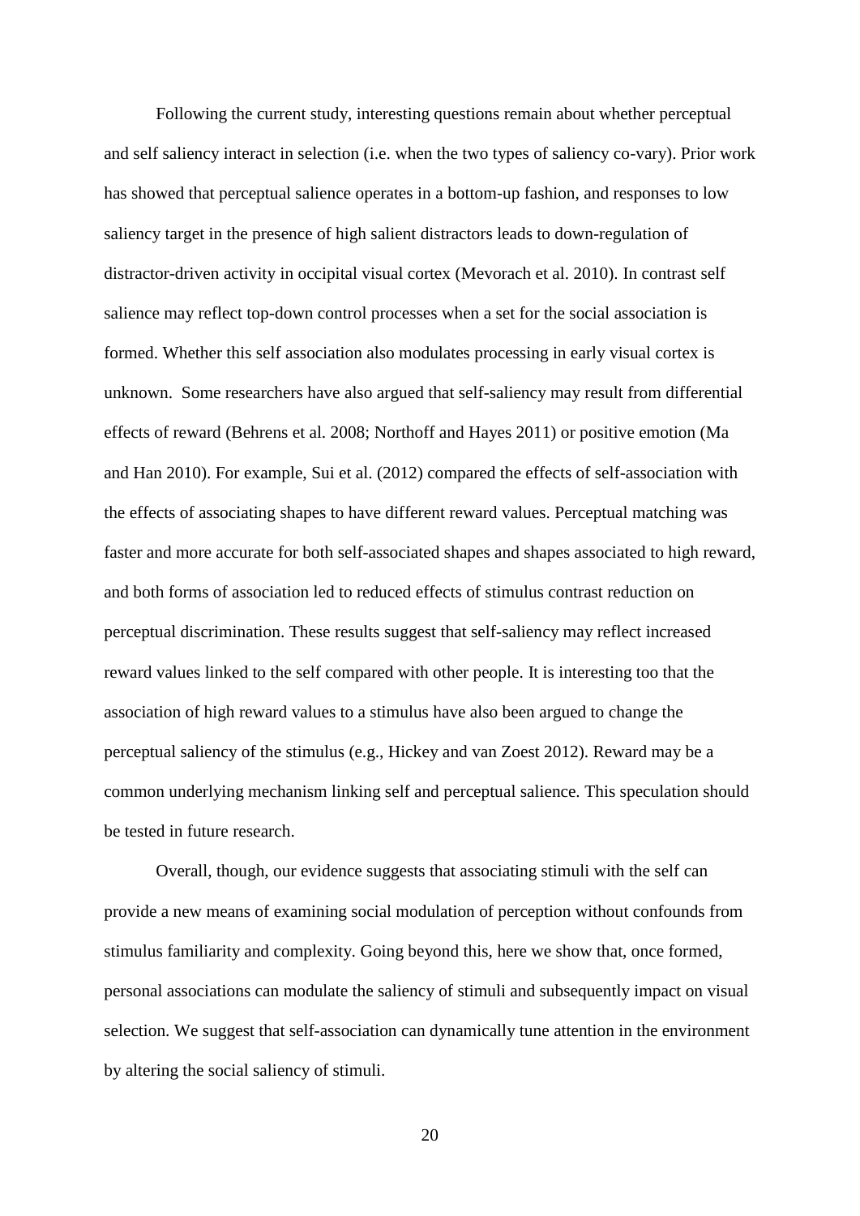Following the current study, interesting questions remain about whether perceptual and self saliency interact in selection (i.e. when the two types of saliency co-vary). Prior work has showed that perceptual salience operates in a bottom-up fashion, and responses to low saliency target in the presence of high salient distractors leads to down-regulation of distractor-driven activity in occipital visual cortex (Mevorach et al. 2010). In contrast self salience may reflect top-down control processes when a set for the social association is formed. Whether this self association also modulates processing in early visual cortex is unknown. Some researchers have also argued that self-saliency may result from differential effects of reward (Behrens et al. 2008; Northoff and Hayes 2011) or positive emotion (Ma and Han 2010). For example, Sui et al. (2012) compared the effects of self-association with the effects of associating shapes to have different reward values. Perceptual matching was faster and more accurate for both self-associated shapes and shapes associated to high reward, and both forms of association led to reduced effects of stimulus contrast reduction on perceptual discrimination. These results suggest that self-saliency may reflect increased reward values linked to the self compared with other people. It is interesting too that the association of high reward values to a stimulus have also been argued to change the perceptual saliency of the stimulus (e.g., Hickey and van Zoest 2012). Reward may be a common underlying mechanism linking self and perceptual salience. This speculation should be tested in future research.

Overall, though, our evidence suggests that associating stimuli with the self can provide a new means of examining social modulation of perception without confounds from stimulus familiarity and complexity. Going beyond this, here we show that, once formed, personal associations can modulate the saliency of stimuli and subsequently impact on visual selection. We suggest that self-association can dynamically tune attention in the environment by altering the social saliency of stimuli.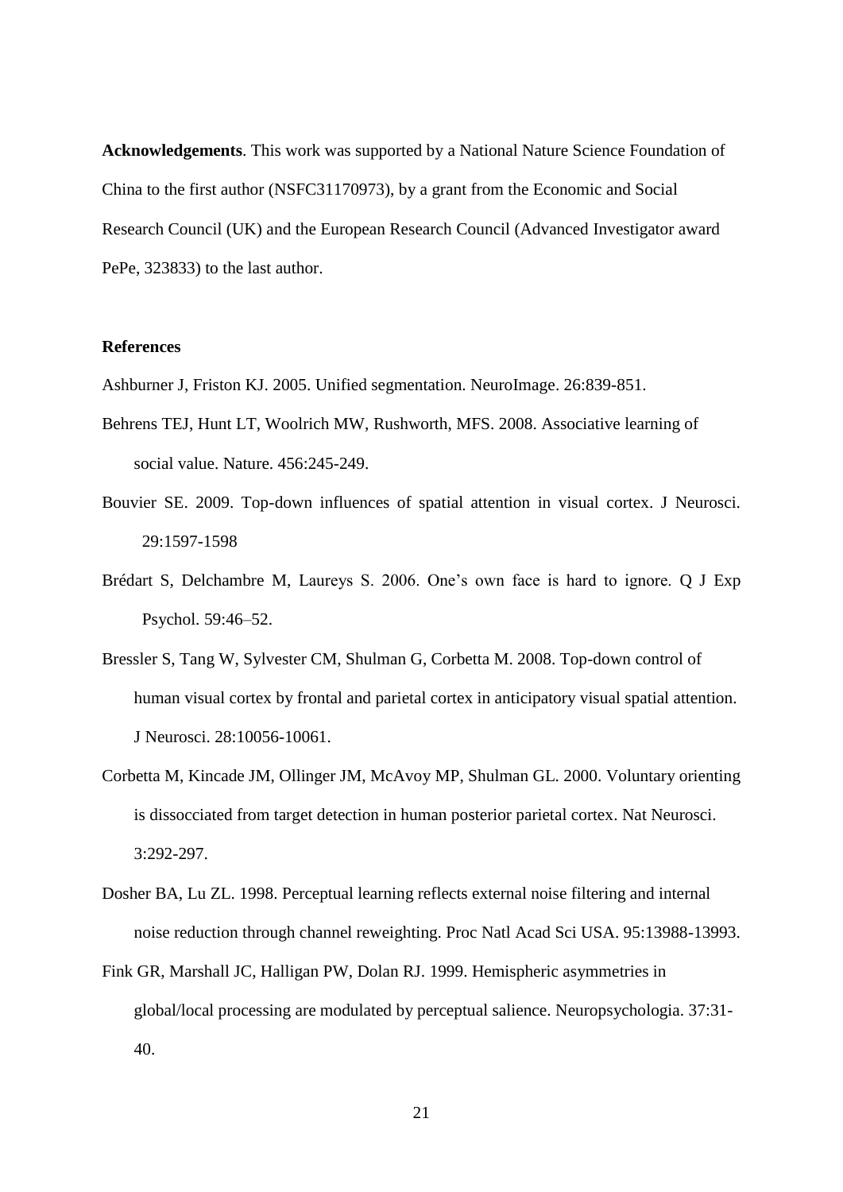**Acknowledgements**. This work was supported by a National Nature Science Foundation of China to the first author (NSFC31170973), by a grant from the Economic and Social Research Council (UK) and the European Research Council (Advanced Investigator award PePe, 323833) to the last author.

**References**

Ashburner J, Friston KJ. 2005. Unified segmentation. NeuroImage. 26:839-851.

Behrens TEJ, Hunt LT, Woolrich MW, Rushworth, MFS. 2008. Associative learning of social value. Nature. 456:245-249.

Bouvier SE. 2009. Top-down influences of spatial attention in visual cortex. J Neurosci. 29:1597-1598

Brédart S, Delchambre M, Laureys S. 2006. One's own face is hard to ignore. Q J Exp Psychol. 59:46–52.

Bressler S, Tang W, Sylvester CM, Shulman G, Corbetta M. 2008. Top-down control of human visual cortex by frontal and parietal cortex in anticipatory visual spatial attention. J Neurosci. 28:10056-10061.

Corbetta M, Kincade JM, Ollinger JM, McAvoy MP, Shulman GL. 2000. Voluntary orienting is dissocciated from target detection in human posterior parietal cortex. Nat Neurosci. 3:292-297.

Dosher BA, Lu ZL. 1998. Perceptual learning reflects external noise filtering and internal noise reduction through channel reweighting. Proc Natl Acad Sci USA. 95:13988-13993.

Fink GR, Marshall JC, Halligan PW, Dolan RJ. 1999. Hemispheric asymmetries in global/local processing are modulated by perceptual salience. Neuropsychologia. 37:31-40.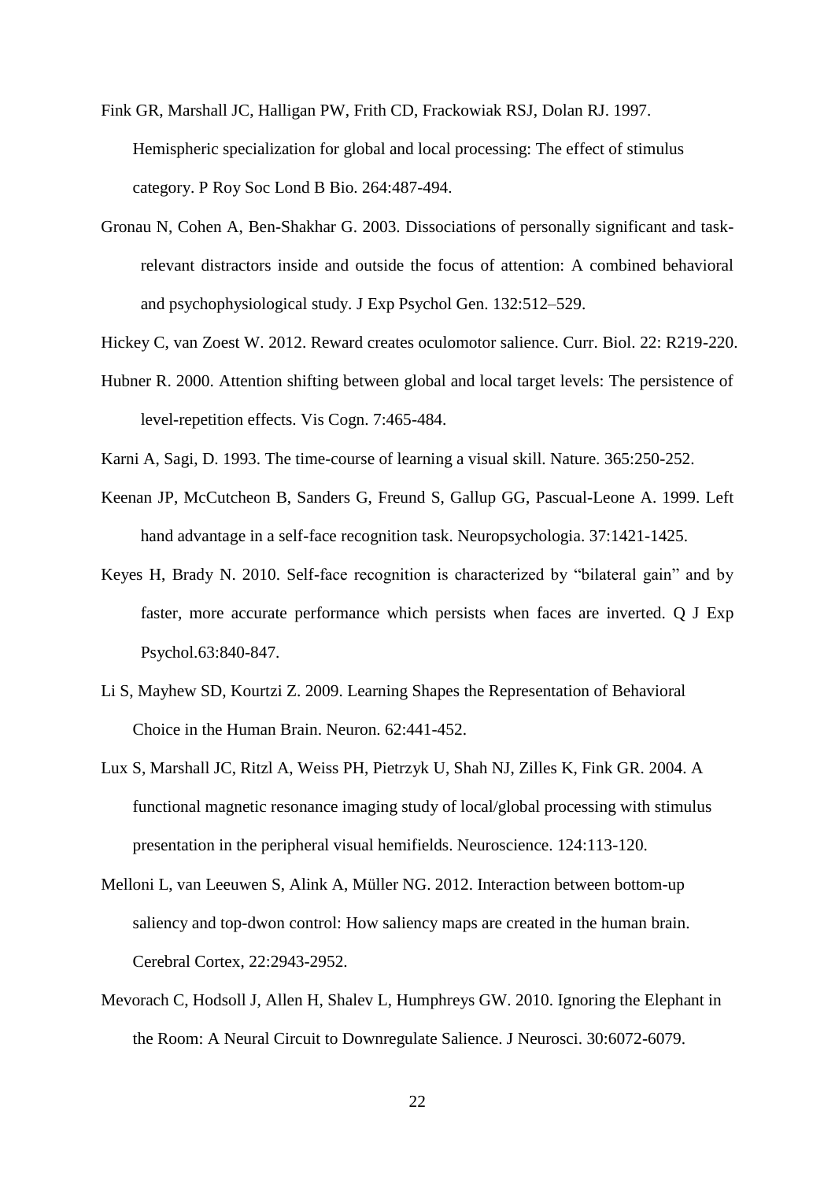Fink GR, Marshall JC, Halligan PW, Frith CD, Frackowiak RSJ, Dolan RJ. 1997. Hemispheric specialization for global and local processing: The effect of stimulus category. P Roy Soc Lond B Bio. 264:487-494.

Gronau N, Cohen A, Ben-Shakhar G. 2003. Dissociations of personally significant and task-relevant distractors inside and outside the focus of attention: A combined behavioral and psychophysiological study. J Exp Psychol Gen. 132:512–529.

Hickey C, van Zoest W. 2012. Reward creates oculomotor salience. Curr. Biol. 22: R219-220.

Hubner R. 2000. Attention shifting between global and local target levels: The persistence of level-repetition effects. Vis Cogn. 7:465-484.

Karni A, Sagi, D. 1993. The time-course of learning a visual skill. Nature. 365:250-252.

Keenan JP, McCutcheon B, Sanders G, Freund S, Gallup GG, Pascual-Leone A. 1999. Left hand advantage in a self-face recognition task. Neuropsychologia. 37:1421-1425.

Keyes H, Brady N. 2010. Self-face recognition is characterized by "bilateral gain" and by faster, more accurate performance which persists when faces are inverted. Q J Exp Psychol.63:840-847.

Li S, Mayhew SD, Kourtzi Z. 2009. Learning Shapes the Representation of Behavioral Choice in the Human Brain. Neuron. 62:441-452.

Lux S, Marshall JC, Ritzl A, Weiss PH, Pietrzyk U, Shah NJ, Zilles K, Fink GR. 2004. A functional magnetic resonance imaging study of local/global processing with stimulus presentation in the peripheral visual hemifields. Neuroscience. 124:113-120.

Melloni L, van Leeuwen S, Alink A, Müller NG. 2012. Interaction between bottom-up saliency and top-dwon control: How saliency maps are created in the human brain. Cerebral Cortex, 22:2943-2952.

Mevorach C, Hodsoll J, Allen H, Shalev L, Humphreys GW. 2010. Ignoring the Elephant in the Room: A Neural Circuit to Downregulate Salience. J Neurosci. 30:6072-6079.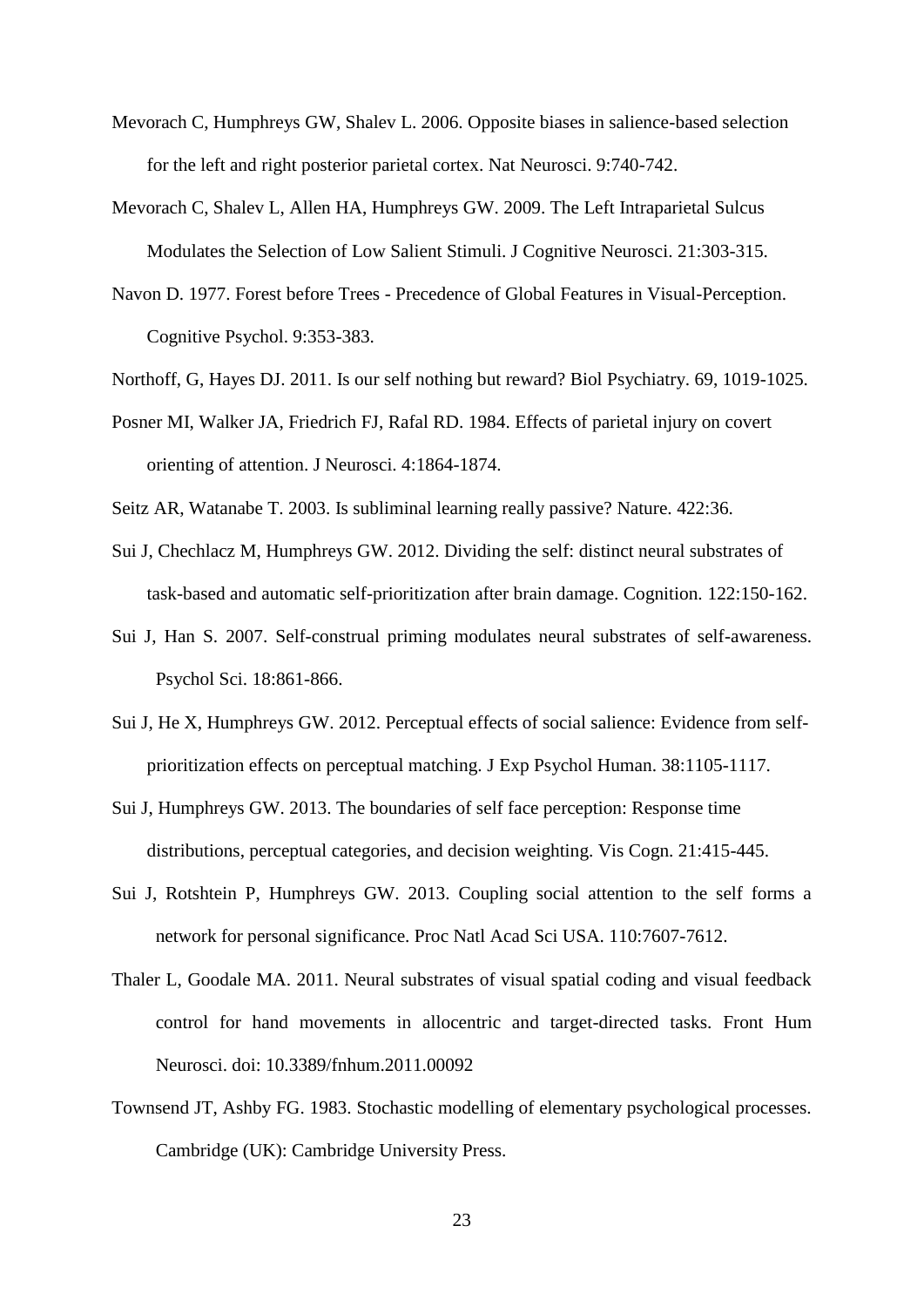Mevorach C, Humphreys GW, Shalev L. 2006. Opposite biases in salience-based selection for the left and right posterior parietal cortex. Nat Neurosci. 9:740-742.

Mevorach C, Shalev L, Allen HA, Humphreys GW. 2009. The Left Intraparietal Sulcus Modulates the Selection of Low Salient Stimuli. J Cognitive Neurosci. 21:303-315.

Navon D. 1977. Forest before Trees - Precedence of Global Features in Visual-Perception. Cognitive Psychol. 9:353-383.

Northoff, G, Hayes DJ. 2011. Is our self nothing but reward? Biol Psychiatry. 69, 1019-1025.

Posner MI, Walker JA, Friedrich FJ, Rafal RD. 1984. Effects of parietal injury on covert orienting of attention. J Neurosci. 4:1864-1874.

Seitz AR, Watanabe T. 2003. Is subliminal learning really passive? Nature. 422:36.

Sui J, Chechlacz M, Humphreys GW. 2012. Dividing the self: distinct neural substrates of task-based and automatic self-prioritization after brain damage. Cognition. 122:150-162.

Sui J, Han S. 2007. Self-construal priming modulates neural substrates of self-awareness. Psychol Sci. 18:861-866.

Sui J, He X, Humphreys GW. 2012. Perceptual effects of social salience: Evidence from self-prioritization effects on perceptual matching. J Exp Psychol Human. 38:1105-1117.

Sui J, Humphreys GW. 2013. The boundaries of self face perception: Response time distributions, perceptual categories, and decision weighting. Vis Cogn. 21:415-445.

Sui J, Rotshtein P, Humphreys GW. 2013. Coupling social attention to the self forms a network for personal significance. Proc Natl Acad Sci USA. 110:7607-7612.

Thaler L, Goodale MA. 2011. Neural substrates of visual spatial coding and visual feedback control for hand movements in allocentric and target-directed tasks. Front Hum Neurosci. doi: 10.3389/fnhum.2011.00092

Townsend JT, Ashby FG. 1983. Stochastic modelling of elementary psychological processes. Cambridge (UK): Cambridge University Press.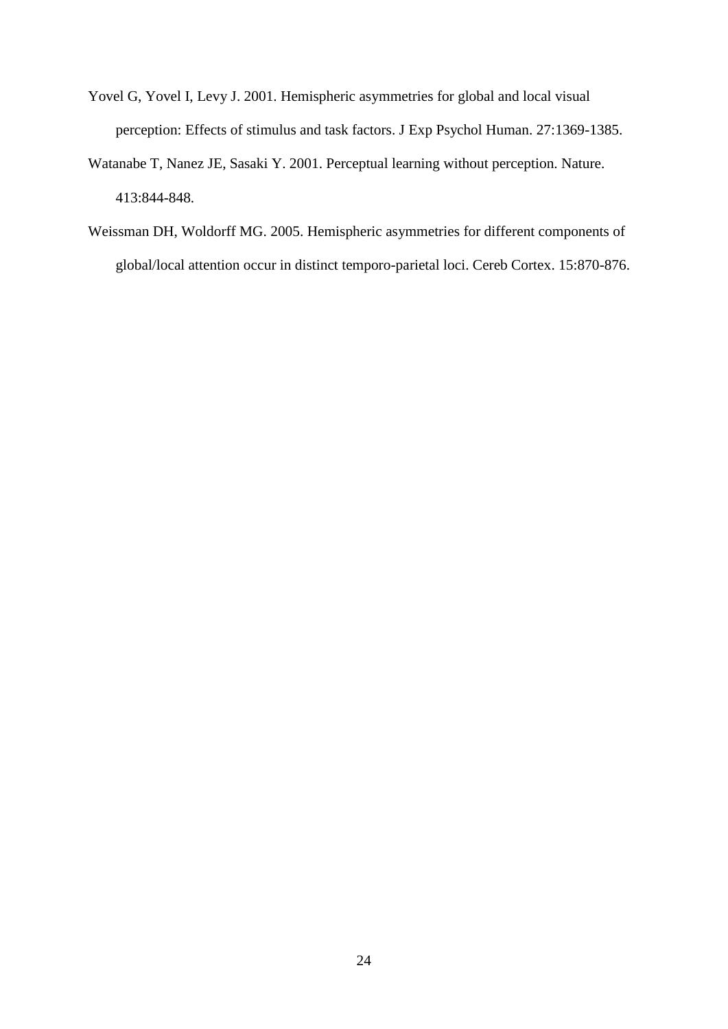Yovel G, Yovel I, Levy J. 2001. Hemispheric asymmetries for global and local visual perception: Effects of stimulus and task factors. J Exp Psychol Human. 27:1369-1385.

Watanabe T, Nanez JE, Sasaki Y. 2001. Perceptual learning without perception. Nature. 413:844-848.

Weissman DH, Woldorff MG. 2005. Hemispheric asymmetries for different components of global/local attention occur in distinct temporo-parietal loci. Cereb Cortex. 15:870-876.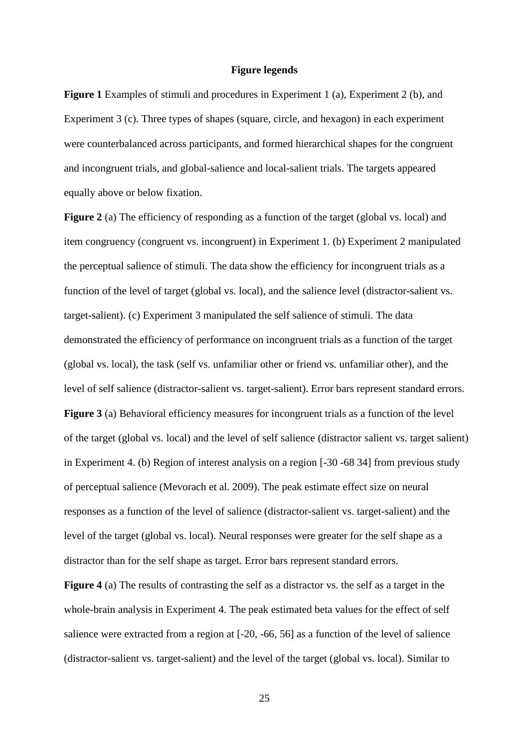## Figure legends

**Figure 1** Examples of stimuli and procedures in Experiment 1 (a), Experiment 2 (b), and Experiment 3 (c). Three types of shapes (square, circle, and hexagon) in each experiment were counterbalanced across participants, and formed hierarchical shapes for the congruent and incongruent trials, and global-salience and local-salient trials. The targets appeared equally above or below fixation.

**Figure 2** (a) The efficiency of responding as a function of the target (global vs. local) and item congruency (congruent vs. incongruent) in Experiment 1. (b) Experiment 2 manipulated the perceptual salience of stimuli. The data show the efficiency for incongruent trials as a function of the level of target (global vs. local), and the salience level (distractor-salient vs. target-salient). (c) Experiment 3 manipulated the self salience of stimuli. The data demonstrated the efficiency of performance on incongruent trials as a function of the target (global vs. local), the task (self vs. unfamiliar other or friend vs. unfamiliar other), and the level of self salience (distractor-salient vs. target-salient). Error bars represent standard errors.

**Figure 3** (a) Behavioral efficiency measures for incongruent trials as a function of the level of the target (global vs. local) and the level of self salience (distractor salient vs. target salient) in Experiment 4. (b) Region of interest analysis on a region [-30 -68 34] from previous study of perceptual salience (Mevorach et al. 2009). The peak estimate effect size on neural responses as a function of the level of salience (distractor-salient vs. target-salient) and the level of the target (global vs. local). Neural responses were greater for the self shape as a distractor than for the self shape as target. Error bars represent standard errors.

**Figure 4** (a) The results of contrasting the self as a distractor vs. the self as a target in the whole-brain analysis in Experiment 4. The peak estimated beta values for the effect of self salience were extracted from a region at [-20, -66, 56] as a function of the level of salience (distractor-salient vs. target-salient) and the level of the target (global vs. local). Similar to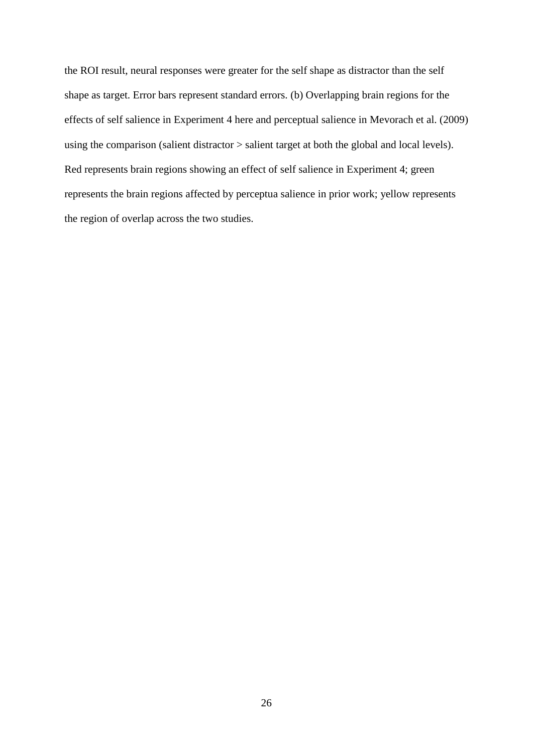the ROI result, neural responses were greater for the self shape as distractor than the self shape as target. Error bars represent standard errors. (b) Overlapping brain regions for the effects of self salience in Experiment 4 here and perceptual salience in Mevorach et al. (2009) using the comparison (salient distractor > salient target at both the global and local levels). Red represents brain regions showing an effect of self salience in Experiment 4; green represents the brain regions affected by perceptua salience in prior work; yellow represents the region of overlap across the two studies.